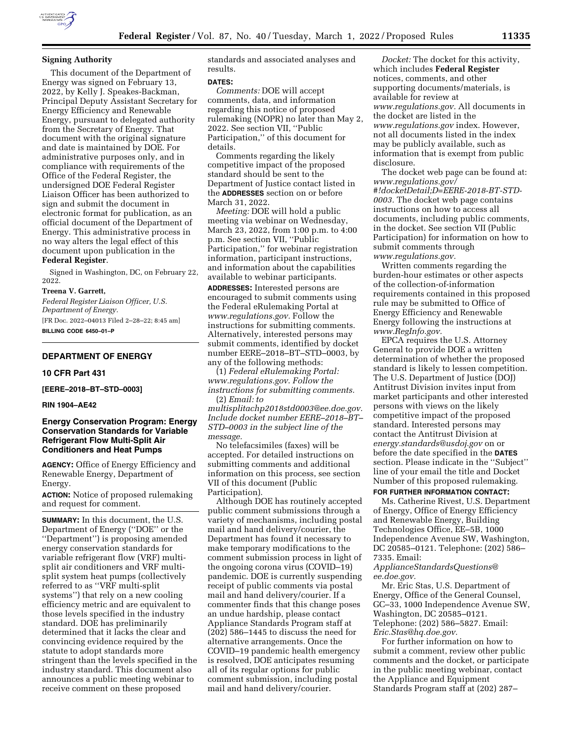**Signing Authority**

This document of the Department of Energy was signed on February 13, 2022, by Kelly J. Speakes-Backman, Principal Deputy Assistant Secretary for Energy Efficiency and Renewable Energy, pursuant to delegated authority from the Secretary of Energy. That document with the original signature and date is maintained by DOE. For administrative purposes only, and in compliance with requirements of the Office of the Federal Register, the undersigned DOE Federal Register Liaison Officer has been authorized to sign and submit the document in electronic format for publication, as an official document of the Department of Energy. This administrative process in no way alters the legal effect of this document upon publication in the **Federal Register**.

Signed in Washington, DC, on February 22, 2022.

**Treena V. Garrett,**

*Federal Register Liaison Officer, U.S. Department of Energy.*

[FR Doc. 2022–04013 Filed 2–28–22; 8:45 am]

**BILLING CODE 6450–01–P**

---

## DEPARTMENT OF ENERGY

### 10 CFR Part 431

**[EERE–2018–BT–STD–0003]**

**RIN 1904–AE42**

### Energy Conservation Program: Energy Conservation Standards for Variable Refrigerant Flow Multi-Split Air Conditioners and Heat Pumps

**AGENCY:** Office of Energy Efficiency and Renewable Energy, Department of Energy.

**ACTION:** Notice of proposed rulemaking and request for comment.

**SUMMARY:** In this document, the U.S. Department of Energy (''DOE'' or the ''Department'') is proposing amended energy conservation standards for variable refrigerant flow (VRF) multi-split air conditioners and VRF multi-split system heat pumps (collectively referred to as ''VRF multi-split systems'') that rely on a new cooling efficiency metric and are equivalent to those levels specified in the industry standard. DOE has preliminarily determined that it lacks the clear and convincing evidence required by the statute to adopt standards more stringent than the levels specified in the industry standard. This document also announces a public meeting webinar to receive comment on these proposed standards and associated analyses and results.

**DATES:**

*Comments:* DOE will accept comments, data, and information regarding this notice of proposed rulemaking (NOPR) no later than May 2, 2022. See section VII, ''Public Participation,'' of this document for details.

Comments regarding the likely competitive impact of the proposed standard should be sent to the Department of Justice contact listed in the **ADDRESSES** section on or before March 31, 2022.

*Meeting:* DOE will hold a public meeting via webinar on Wednesday, March 23, 2022, from 1:00 p.m. to 4:00 p.m. See section VII, ''Public Participation,'' for webinar registration information, participant instructions, and information about the capabilities available to webinar participants.

**ADDRESSES:** Interested persons are encouraged to submit comments using the Federal eRulemaking Portal at *www.regulations.gov*. Follow the instructions for submitting comments. Alternatively, interested persons may submit comments, identified by docket number EERE–2018–BT–STD–0003, by any of the following methods:

(1) *Federal eRulemaking Portal: www.regulations.gov. Follow the instructions for submitting comments.*

(2) *Email: to multisplitachp2018std0003@ee.doe.gov. Include docket number EERE–2018–BT–STD–0003 in the subject line of the message.*

No telefacsimiles (faxes) will be accepted. For detailed instructions on submitting comments and additional information on this process, see section VII of this document (Public Participation).

Although DOE has routinely accepted public comment submissions through a variety of mechanisms, including postal mail and hand delivery/courier, the Department has found it necessary to make temporary modifications to the comment submission process in light of the ongoing corona virus (COVID–19) pandemic. DOE is currently suspending receipt of public comments via postal mail and hand delivery/courier. If a commenter finds that this change poses an undue hardship, please contact Appliance Standards Program staff at (202) 586–1445 to discuss the need for alternative arrangements. Once the COVID–19 pandemic health emergency is resolved, DOE anticipates resuming all of its regular options for public comment submission, including postal mail and hand delivery/courier.

*Docket:* The docket for this activity, which includes **Federal Register** notices, comments, and other supporting documents/materials, is available for review at *www.regulations.gov*. All documents in the docket are listed in the *www.regulations.gov* index. However, not all documents listed in the index may be publicly available, such as information that is exempt from public disclosure.

The docket web page can be found at: *www.regulations.gov/#!docketDetail;D=EERE-2018-BT-STD-0003*. The docket web page contains instructions on how to access all documents, including public comments, in the docket. See section VII (Public Participation) for information on how to submit comments through *www.regulations.gov*.

Written comments regarding the burden-hour estimates or other aspects of the collection-of-information requirements contained in this proposed rule may be submitted to Office of Energy Efficiency and Renewable Energy following the instructions at *www.RegInfo.gov*.

EPCA requires the U.S. Attorney General to provide DOE a written determination of whether the proposed standard is likely to lessen competition. The U.S. Department of Justice (DOJ) Antitrust Division invites input from market participants and other interested persons with views on the likely competitive impact of the proposed standard. Interested persons may contact the Antitrust Division at *energy.standards@usdoj.gov* on or before the date specified in the **DATES** section. Please indicate in the ''Subject'' line of your email the title and Docket Number of this proposed rulemaking.

**FOR FURTHER INFORMATION CONTACT:**

Ms. Catherine Rivest, U.S. Department of Energy, Office of Energy Efficiency and Renewable Energy, Building Technologies Office, EE–5B, 1000 Independence Avenue SW, Washington, DC 20585–0121. Telephone: (202) 586–7335. Email: *ApplianceStandardsQuestions@ee.doe.gov*.

Mr. Eric Stas, U.S. Department of Energy, Office of the General Counsel, GC–33, 1000 Independence Avenue SW, Washington, DC 20585–0121. Telephone: (202) 586–5827. Email: *Eric.Stas@hq.doe.gov*.

For further information on how to submit a comment, review other public comments and the docket, or participate in the public meeting webinar, contact the Appliance and Equipment Standards Program staff at (202) 287–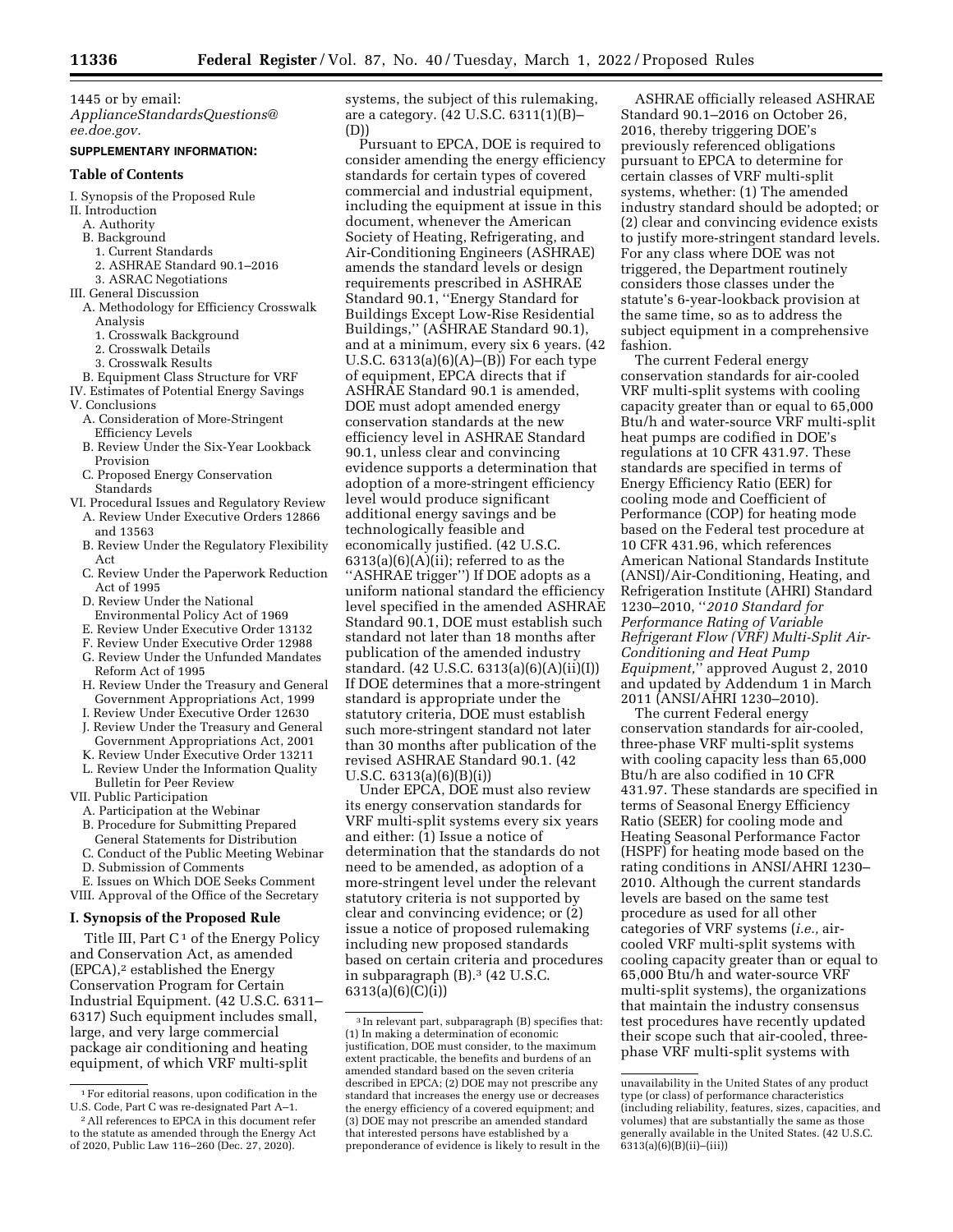1445 or by email: *ApplianceStandardsQuestions@ee.doe.gov.*

**SUPPLEMENTARY INFORMATION:**

**Table of Contents**

I. Synopsis of the Proposed Rule
II. Introduction
  A. Authority
  B. Background
    1. Current Standards
    2. ASHRAE Standard 90.1–2016
    3. ASRAC Negotiations
III. General Discussion
  A. Methodology for Efficiency Crosswalk Analysis
    1. Crosswalk Background
    2. Crosswalk Details
    3. Crosswalk Results
  B. Equipment Class Structure for VRF
IV. Estimates of Potential Energy Savings
V. Conclusions
  A. Consideration of More-Stringent Efficiency Levels
  B. Review Under the Six-Year Lookback Provision
  C. Proposed Energy Conservation Standards
VI. Procedural Issues and Regulatory Review
  A. Review Under Executive Orders 12866 and 13563
  B. Review Under the Regulatory Flexibility Act
  C. Review Under the Paperwork Reduction Act of 1995
  D. Review Under the National Environmental Policy Act of 1969
  E. Review Under Executive Order 13132
  F. Review Under Executive Order 12988
  G. Review Under the Unfunded Mandates Reform Act of 1995
  H. Review Under the Treasury and General Government Appropriations Act, 1999
  I. Review Under Executive Order 12630
  J. Review Under the Treasury and General Government Appropriations Act, 2001
  K. Review Under Executive Order 13211
  L. Review Under the Information Quality Bulletin for Peer Review
VII. Public Participation
  A. Participation at the Webinar
  B. Procedure for Submitting Prepared General Statements for Distribution
  C. Conduct of the Public Meeting Webinar
  D. Submission of Comments
  E. Issues on Which DOE Seeks Comment
VIII. Approval of the Office of the Secretary

**I. Synopsis of the Proposed Rule**

Title III, Part C [1] of the Energy Policy and Conservation Act, as amended (EPCA),[2] established the Energy Conservation Program for Certain Industrial Equipment. (42 U.S.C. 6311–6317) Such equipment includes small, large, and very large commercial package air conditioning and heating equipment, of which VRF multi-split systems, the subject of this rulemaking, are a category. (42 U.S.C. 6311(1)(B)–(D))

Pursuant to EPCA, DOE is required to consider amending the energy efficiency standards for certain types of covered commercial and industrial equipment, including the equipment at issue in this document, whenever the American Society of Heating, Refrigerating, and Air-Conditioning Engineers (ASHRAE) amends the standard levels or design requirements prescribed in ASHRAE Standard 90.1, ''Energy Standard for Buildings Except Low-Rise Residential Buildings,'' (ASHRAE Standard 90.1), and at a minimum, every six 6 years. (42 U.S.C. 6313(a)(6)(A)–(B)) For each type of equipment, EPCA directs that if ASHRAE Standard 90.1 is amended, DOE must adopt amended energy conservation standards at the new efficiency level in ASHRAE Standard 90.1, unless clear and convincing evidence supports a determination that adoption of a more-stringent efficiency level would produce significant additional energy savings and be technologically feasible and economically justified. (42 U.S.C. 6313(a)(6)(A)(ii); referred to as the ''ASHRAE trigger'') If DOE adopts as a uniform national standard the efficiency level specified in the amended ASHRAE Standard 90.1, DOE must establish such standard not later than 18 months after publication of the amended industry standard. (42 U.S.C. 6313(a)(6)(A)(ii)(I)) If DOE determines that a more-stringent standard is appropriate under the statutory criteria, DOE must establish such more-stringent standard not later than 30 months after publication of the revised ASHRAE Standard 90.1. (42 U.S.C. 6313(a)(6)(B)(i))

Under EPCA, DOE must also review its energy conservation standards for VRF multi-split systems every six years and either: (1) Issue a notice of determination that the standards do not need to be amended, as adoption of a more-stringent level under the relevant statutory criteria is not supported by clear and convincing evidence; or (2) issue a notice of proposed rulemaking including new proposed standards based on certain criteria and procedures in subparagraph (B).[3] (42 U.S.C. 6313(a)(6)(C)(i))

ASHRAE officially released ASHRAE Standard 90.1–2016 on October 26, 2016, thereby triggering DOE's previously referenced obligations pursuant to EPCA to determine for certain classes of VRF multi-split systems, whether: (1) The amended industry standard should be adopted; or (2) clear and convincing evidence exists to justify more-stringent standard levels. For any class where DOE was not triggered, the Department routinely considers those classes under the statute's 6-year-lookback provision at the same time, so as to address the subject equipment in a comprehensive fashion.

The current Federal energy conservation standards for air-cooled VRF multi-split systems with cooling capacity greater than or equal to 65,000 Btu/h and water-source VRF multi-split heat pumps are codified in DOE's regulations at 10 CFR 431.97. These standards are specified in terms of Energy Efficiency Ratio (EER) for cooling mode and Coefficient of Performance (COP) for heating mode based on the Federal test procedure at 10 CFR 431.96, which references American National Standards Institute (ANSI)/Air-Conditioning, Heating, and Refrigeration Institute (AHRI) Standard 1230–2010, ''*2010 Standard for Performance Rating of Variable Refrigerant Flow (VRF) Multi-Split Air-Conditioning and Heat Pump Equipment,*'' approved August 2, 2010 and updated by Addendum 1 in March 2011 (ANSI/AHRI 1230–2010).

The current Federal energy conservation standards for air-cooled, three-phase VRF multi-split systems with cooling capacity less than 65,000 Btu/h are also codified in 10 CFR 431.97. These standards are specified in terms of Seasonal Energy Efficiency Ratio (SEER) for cooling mode and Heating Seasonal Performance Factor (HSPF) for heating mode based on the rating conditions in ANSI/AHRI 1230–2010. Although the current standards levels are based on the same test procedure as used for all other categories of VRF systems (*i.e.,* air-cooled VRF multi-split systems with cooling capacity greater than or equal to 65,000 Btu/h and water-source VRF multi-split systems), the organizations that maintain the industry consensus test procedures have recently updated their scope such that air-cooled, three-phase VRF multi-split systems with

[1] For editorial reasons, upon codification in the U.S. Code, Part C was re-designated Part A–1.

[2] All references to EPCA in this document refer to the statute as amended through the Energy Act of 2020, Public Law 116–260 (Dec. 27, 2020).

[3] In relevant part, subparagraph (B) specifies that: (1) In making a determination of economic justification, DOE must consider, to the maximum extent practicable, the benefits and burdens of an amended standard based on the seven criteria described in EPCA; (2) DOE may not prescribe any standard that increases the energy use or decreases the energy efficiency of a covered equipment; and (3) DOE may not prescribe an amended standard that interested persons have established by a preponderance of evidence is likely to result in the unavailability in the United States of any product type (or class) of performance characteristics (including reliability, features, sizes, capacities, and volumes) that are substantially the same as those generally available in the United States. (42 U.S.C. 6313(a)(6)(B)(ii)–(iii))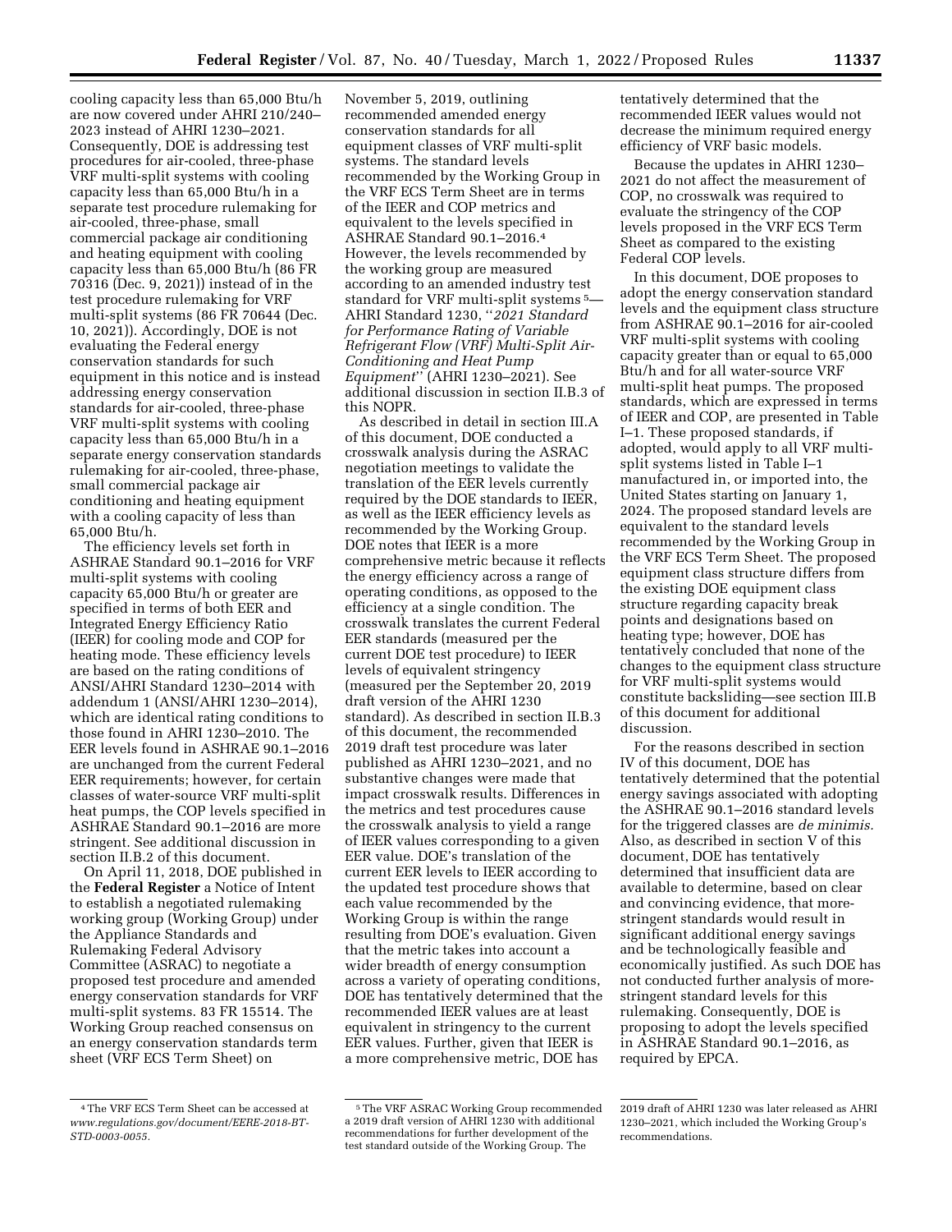cooling capacity less than 65,000 Btu/h are now covered under AHRI 210/240–2023 instead of AHRI 1230–2021. Consequently, DOE is addressing test procedures for air-cooled, three-phase VRF multi-split systems with cooling capacity less than 65,000 Btu/h in a separate test procedure rulemaking for air-cooled, three-phase, small commercial package air conditioning and heating equipment with cooling capacity less than 65,000 Btu/h (86 FR 70316 (Dec. 9, 2021)) instead of in the test procedure rulemaking for VRF multi-split systems (86 FR 70644 (Dec. 10, 2021)). Accordingly, DOE is not evaluating the Federal energy conservation standards for such equipment in this notice and is instead addressing energy conservation standards for air-cooled, three-phase VRF multi-split systems with cooling capacity less than 65,000 Btu/h in a separate energy conservation standards rulemaking for air-cooled, three-phase, small commercial package air conditioning and heating equipment with a cooling capacity of less than 65,000 Btu/h.

The efficiency levels set forth in ASHRAE Standard 90.1–2016 for VRF multi-split systems with cooling capacity 65,000 Btu/h or greater are specified in terms of both EER and Integrated Energy Efficiency Ratio (IEER) for cooling mode and COP for heating mode. These efficiency levels are based on the rating conditions of ANSI/AHRI Standard 1230–2014 with addendum 1 (ANSI/AHRI 1230–2014), which are identical rating conditions to those found in AHRI 1230–2010. The EER levels found in ASHRAE 90.1–2016 are unchanged from the current Federal EER requirements; however, for certain classes of water-source VRF multi-split heat pumps, the COP levels specified in ASHRAE Standard 90.1–2016 are more stringent. See additional discussion in section II.B.2 of this document.

On April 11, 2018, DOE published in the **Federal Register** a Notice of Intent to establish a negotiated rulemaking working group (Working Group) under the Appliance Standards and Rulemaking Federal Advisory Committee (ASRAC) to negotiate a proposed test procedure and amended energy conservation standards for VRF multi-split systems. 83 FR 15514. The Working Group reached consensus on an energy conservation standards term sheet (VRF ECS Term Sheet) on November 5, 2019, outlining recommended amended energy conservation standards for all equipment classes of VRF multi-split systems. The standard levels recommended by the Working Group in the VRF ECS Term Sheet are in terms of the IEER and COP metrics and equivalent to the levels specified in ASHRAE Standard 90.1–2016.[4] However, the levels recommended by the working group are measured according to an amended industry test standard for VRF multi-split systems[5]—AHRI Standard 1230, "*2021 Standard for Performance Rating of Variable Refrigerant Flow (VRF) Multi-Split Air-Conditioning and Heat Pump Equipment*" (AHRI 1230–2021). See additional discussion in section II.B.3 of this NOPR.

As described in detail in section III.A of this document, DOE conducted a crosswalk analysis during the ASRAC negotiation meetings to validate the translation of the EER levels currently required by the DOE standards to IEER, as well as the IEER efficiency levels as recommended by the Working Group. DOE notes that IEER is a more comprehensive metric because it reflects the energy efficiency across a range of operating conditions, as opposed to the efficiency at a single condition. The crosswalk translates the current Federal EER standards (measured per the current DOE test procedure) to IEER levels of equivalent stringency (measured per the September 20, 2019 draft version of the AHRI 1230 standard). As described in section II.B.3 of this document, the recommended 2019 draft test procedure was later published as AHRI 1230–2021, and no substantive changes were made that impact crosswalk results. Differences in the metrics and test procedures cause the crosswalk analysis to yield a range of IEER values corresponding to a given EER value. DOE's translation of the current EER levels to IEER according to the updated test procedure shows that each value recommended by the Working Group is within the range resulting from DOE's evaluation. Given that the metric takes into account a wider breadth of energy consumption across a variety of operating conditions, DOE has tentatively determined that the recommended IEER values are at least equivalent in stringency to the current EER values. Further, given that IEER is a more comprehensive metric, DOE has tentatively determined that the recommended IEER values would not decrease the minimum required energy efficiency of VRF basic models.

Because the updates in AHRI 1230–2021 do not affect the measurement of COP, no crosswalk was required to evaluate the stringency of the COP levels proposed in the VRF ECS Term Sheet as compared to the existing Federal COP levels.

In this document, DOE proposes to adopt the energy conservation standard levels and the equipment class structure from ASHRAE 90.1–2016 for air-cooled VRF multi-split systems with cooling capacity greater than or equal to 65,000 Btu/h and for all water-source VRF multi-split heat pumps. The proposed standards, which are expressed in terms of IEER and COP, are presented in Table I–1. These proposed standards, if adopted, would apply to all VRF multi-split systems listed in Table I–1 manufactured in, or imported into, the United States starting on January 1, 2024. The proposed standard levels are equivalent to the standard levels recommended by the Working Group in the VRF ECS Term Sheet. The proposed equipment class structure differs from the existing DOE equipment class structure regarding capacity break points and designations based on heating type; however, DOE has tentatively concluded that none of the changes to the equipment class structure for VRF multi-split systems would constitute backsliding—see section III.B of this document for additional discussion.

For the reasons described in section IV of this document, DOE has tentatively determined that the potential energy savings associated with adopting the ASHRAE 90.1–2016 standard levels for the triggered classes are *de minimis*. Also, as described in section V of this document, DOE has tentatively determined that insufficient data are available to determine, based on clear and convincing evidence, that more-stringent standards would result in significant additional energy savings and be technologically feasible and economically justified. As such DOE has not conducted further analysis of more-stringent standard levels for this rulemaking. Consequently, DOE is proposing to adopt the levels specified in ASHRAE Standard 90.1–2016, as required by EPCA.

---

[4] The VRF ECS Term Sheet can be accessed at *www.regulations.gov/document/EERE-2018-BT-STD-0003-0055*.

[5] The VRF ASRAC Working Group recommended a 2019 draft version of AHRI 1230 with additional recommendations for further development of the test standard outside of the Working Group. The 2019 draft of AHRI 1230 was later released as AHRI 1230–2021, which included the Working Group's recommendations.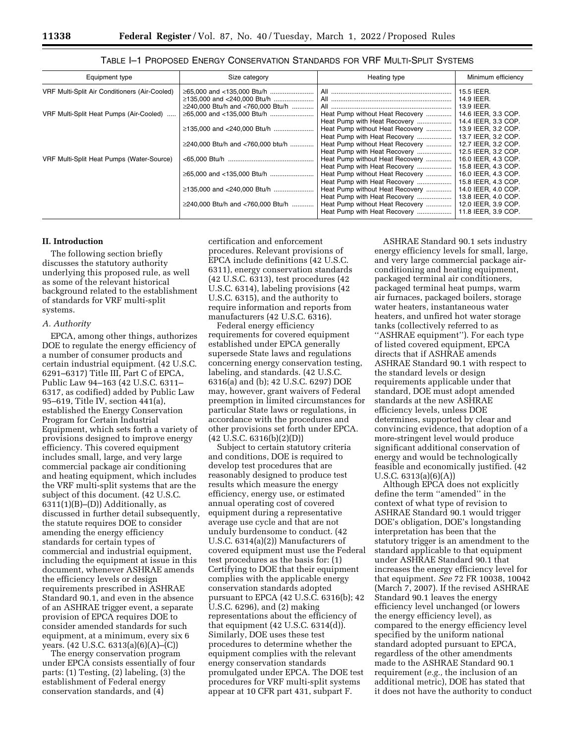### TABLE I–1 PROPOSED ENERGY CONSERVATION STANDARDS FOR VRF MULTI-SPLIT SYSTEMS

| Equipment type | Size category | Heating type | Minimum efficiency |
|---|---|---|---|
| VRF Multi-Split Air Conditioners (Air-Cooled) | ≥65,000 and <135,000 Btu/h | All | 15.5 IEER. |
| | ≥135,000 and <240,000 Btu/h | All | 14.9 IEER. |
| | ≥240,000 Btu/h and <760,000 Btu/h | All | 13.9 IEER. |
| VRF Multi-Split Heat Pumps (Air-Cooled) | ≥65,000 and <135,000 Btu/h | Heat Pump without Heat Recovery | 14.6 IEER, 3.3 COP. |
| | | Heat Pump with Heat Recovery | 14.4 IEER, 3.3 COP. |
| | ≥135,000 and <240,000 Btu/h | Heat Pump without Heat Recovery | 13.9 IEER, 3.2 COP. |
| | | Heat Pump with Heat Recovery | 13.7 IEER, 3.2 COP. |
| | ≥240,000 Btu/h and <760,000 btu/h | Heat Pump without Heat Recovery | 12.7 IEER, 3.2 COP. |
| | | Heat Pump with Heat Recovery | 12.5 IEER, 3.2 COP. |
| VRF Multi-Split Heat Pumps (Water-Source) | <65,000 Btu/h | Heat Pump without Heat Recovery | 16.0 IEER, 4.3 COP. |
| | | Heat Pump with Heat Recovery | 15.8 IEER, 4.3 COP. |
| | ≥65,000 and <135,000 Btu/h | Heat Pump without Heat Recovery | 16.0 IEER, 4.3 COP. |
| | | Heat Pump with Heat Recovery | 15.8 IEER, 4.3 COP. |
| | ≥135,000 and <240,000 Btu/h | Heat Pump without Heat Recovery | 14.0 IEER, 4.0 COP. |
| | | Heat Pump with Heat Recovery | 13.8 IEER, 4.0 COP. |
| | ≥240,000 Btu/h and <760,000 Btu/h | Heat Pump without Heat Recovery | 12.0 IEER, 3.9 COP. |
| | | Heat Pump with Heat Recovery | 11.8 IEER, 3.9 COP. |

## II. Introduction

The following section briefly discusses the statutory authority underlying this proposed rule, as well as some of the relevant historical background related to the establishment of standards for VRF multi-split systems.

### A. Authority

EPCA, among other things, authorizes DOE to regulate the energy efficiency of a number of consumer products and certain industrial equipment. (42 U.S.C. 6291–6317) Title III, Part C of EPCA, Public Law 94–163 (42 U.S.C. 6311–6317, as codified) added by Public Law 95–619, Title IV, section 441(a), established the Energy Conservation Program for Certain Industrial Equipment, which sets forth a variety of provisions designed to improve energy efficiency. This covered equipment includes small, large, and very large commercial package air conditioning and heating equipment, which includes the VRF multi-split systems that are the subject of this document. (42 U.S.C. 6311(1)(B)–(D)) Additionally, as discussed in further detail subsequently, the statute requires DOE to consider amending the energy efficiency standards for certain types of commercial and industrial equipment, including the equipment at issue in this document, whenever ASHRAE amends the efficiency levels or design requirements prescribed in ASHRAE Standard 90.1, and even in the absence of an ASHRAE trigger event, a separate provision of EPCA requires DOE to consider amended standards for such equipment, at a minimum, every six 6 years. (42 U.S.C. 6313(a)(6)(A)–(C))

The energy conservation program under EPCA consists essentially of four parts: (1) Testing, (2) labeling, (3) the establishment of Federal energy conservation standards, and (4) certification and enforcement procedures. Relevant provisions of EPCA include definitions (42 U.S.C. 6311), energy conservation standards (42 U.S.C. 6313), test procedures (42 U.S.C. 6314), labeling provisions (42 U.S.C. 6315), and the authority to require information and reports from manufacturers (42 U.S.C. 6316).

Federal energy efficiency requirements for covered equipment established under EPCA generally supersede State laws and regulations concerning energy conservation testing, labeling, and standards. (42 U.S.C. 6316(a) and (b); 42 U.S.C. 6297) DOE may, however, grant waivers of Federal preemption in limited circumstances for particular State laws or regulations, in accordance with the procedures and other provisions set forth under EPCA. (42 U.S.C. 6316(b)(2)(D))

Subject to certain statutory criteria and conditions, DOE is required to develop test procedures that are reasonably designed to produce test results which measure the energy efficiency, energy use, or estimated annual operating cost of covered equipment during a representative average use cycle and that are not unduly burdensome to conduct. (42 U.S.C. 6314(a)(2)) Manufacturers of covered equipment must use the Federal test procedures as the basis for: (1) Certifying to DOE that their equipment complies with the applicable energy conservation standards adopted pursuant to EPCA (42 U.S.C. 6316(b); 42 U.S.C. 6296), and (2) making representations about the efficiency of that equipment (42 U.S.C. 6314(d)). Similarly, DOE uses these test procedures to determine whether the equipment complies with the relevant energy conservation standards promulgated under EPCA. The DOE test procedures for VRF multi-split systems appear at 10 CFR part 431, subpart F.

ASHRAE Standard 90.1 sets industry energy efficiency levels for small, large, and very large commercial package air-conditioning and heating equipment, packaged terminal air conditioners, packaged terminal heat pumps, warm air furnaces, packaged boilers, storage water heaters, instantaneous water heaters, and unfired hot water storage tanks (collectively referred to as "ASHRAE equipment"). For each type of listed covered equipment, EPCA directs that if ASHRAE amends ASHRAE Standard 90.1 with respect to the standard levels or design requirements applicable under that standard, DOE must adopt amended standards at the new ASHRAE efficiency levels, unless DOE determines, supported by clear and convincing evidence, that adoption of a more-stringent level would produce significant additional conservation of energy and would be technologically feasible and economically justified. (42 U.S.C. 6313(a)(6)(A))

Although EPCA does not explicitly define the term "amended" in the context of what type of revision to ASHRAE Standard 90.1 would trigger DOE's obligation, DOE's longstanding interpretation has been that the statutory trigger is an amendment to the standard applicable to that equipment under ASHRAE Standard 90.1 that increases the energy efficiency level for that equipment. *See* 72 FR 10038, 10042 (March 7, 2007). If the revised ASHRAE Standard 90.1 leaves the energy efficiency level unchanged (or lowers the energy efficiency level), as compared to the energy efficiency level specified by the uniform national standard adopted pursuant to EPCA, regardless of the other amendments made to the ASHRAE Standard 90.1 requirement (*e.g.,* the inclusion of an additional metric), DOE has stated that it does not have the authority to conduct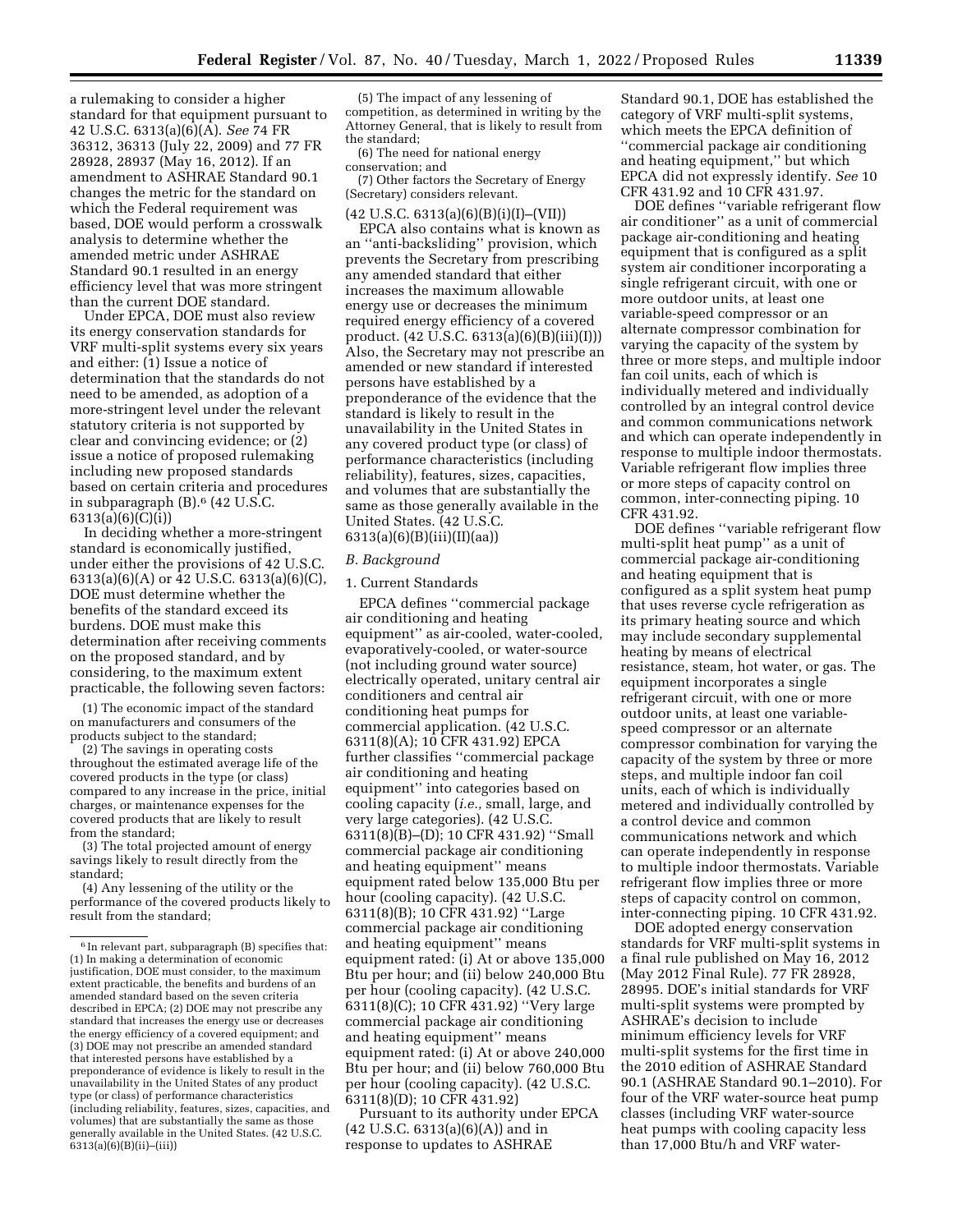a rulemaking to consider a higher standard for that equipment pursuant to 42 U.S.C. 6313(a)(6)(A). *See* 74 FR 36312, 36313 (July 22, 2009) and 77 FR 28928, 28937 (May 16, 2012). If an amendment to ASHRAE Standard 90.1 changes the metric for the standard on which the Federal requirement was based, DOE would perform a crosswalk analysis to determine whether the amended metric under ASHRAE Standard 90.1 resulted in an energy efficiency level that was more stringent than the current DOE standard.

Under EPCA, DOE must also review its energy conservation standards for VRF multi-split systems every six years and either: (1) Issue a notice of determination that the standards do not need to be amended, as adoption of a more-stringent level under the relevant statutory criteria is not supported by clear and convincing evidence; or (2) issue a notice of proposed rulemaking including new proposed standards based on certain criteria and procedures in subparagraph (B).[6] (42 U.S.C. 6313(a)(6)(C)(i))

In deciding whether a more-stringent standard is economically justified, under either the provisions of 42 U.S.C. 6313(a)(6)(A) or 42 U.S.C. 6313(a)(6)(C), DOE must determine whether the benefits of the standard exceed its burdens. DOE must make this determination after receiving comments on the proposed standard, and by considering, to the maximum extent practicable, the following seven factors:

(1) The economic impact of the standard on manufacturers and consumers of the products subject to the standard;

(2) The savings in operating costs throughout the estimated average life of the covered products in the type (or class) compared to any increase in the price, initial charges, or maintenance expenses for the covered products that are likely to result from the standard;

(3) The total projected amount of energy savings likely to result directly from the standard;

(4) Any lessening of the utility or the performance of the covered products likely to result from the standard;

(5) The impact of any lessening of competition, as determined in writing by the Attorney General, that is likely to result from the standard;

(6) The need for national energy conservation; and

(7) Other factors the Secretary of Energy (Secretary) considers relevant.

(42 U.S.C. 6313(a)(6)(B)(i)(I)–(VII))

EPCA also contains what is known as an ''anti-backsliding'' provision, which prevents the Secretary from prescribing any amended standard that either increases the maximum allowable energy use or decreases the minimum required energy efficiency of a covered product. (42 U.S.C. 6313(a)(6)(B)(iii)(I)) Also, the Secretary may not prescribe an amended or new standard if interested persons have established by a preponderance of the evidence that the standard is likely to result in the unavailability in the United States in any covered product type (or class) of performance characteristics (including reliability), features, sizes, capacities, and volumes that are substantially the same as those generally available in the United States. (42 U.S.C. 6313(a)(6)(B)(iii)(II)(aa))

### *B. Background*

#### 1. Current Standards

EPCA defines ''commercial package air conditioning and heating equipment'' as air-cooled, water-cooled, evaporatively-cooled, or water-source (not including ground water source) electrically operated, unitary central air conditioners and central air conditioning heat pumps for commercial application. (42 U.S.C. 6311(8)(A); 10 CFR 431.92) EPCA further classifies ''commercial package air conditioning and heating equipment'' into categories based on cooling capacity (*i.e.,* small, large, and very large categories). (42 U.S.C. 6311(8)(B)–(D); 10 CFR 431.92) ''Small commercial package air conditioning and heating equipment'' means equipment rated below 135,000 Btu per hour (cooling capacity). (42 U.S.C. 6311(8)(B); 10 CFR 431.92) ''Large commercial package air conditioning and heating equipment'' means equipment rated: (i) At or above 135,000 Btu per hour; and (ii) below 240,000 Btu per hour (cooling capacity). (42 U.S.C. 6311(8)(C); 10 CFR 431.92) ''Very large commercial package air conditioning and heating equipment'' means equipment rated: (i) At or above 240,000 Btu per hour; and (ii) below 760,000 Btu per hour (cooling capacity). (42 U.S.C. 6311(8)(D); 10 CFR 431.92)

Pursuant to its authority under EPCA (42 U.S.C. 6313(a)(6)(A)) and in response to updates to ASHRAE Standard 90.1, DOE has established the category of VRF multi-split systems, which meets the EPCA definition of ''commercial package air conditioning and heating equipment,'' but which EPCA did not expressly identify. *See* 10 CFR 431.92 and 10 CFR 431.97.

DOE defines ''variable refrigerant flow air conditioner'' as a unit of commercial package air-conditioning and heating equipment that is configured as a split system air conditioner incorporating a single refrigerant circuit, with one or more outdoor units, at least one variable-speed compressor or an alternate compressor combination for varying the capacity of the system by three or more steps, and multiple indoor fan coil units, each of which is individually metered and individually controlled by an integral control device and common communications network and which can operate independently in response to multiple indoor thermostats. Variable refrigerant flow implies three or more steps of capacity control on common, inter-connecting piping. 10 CFR 431.92.

DOE defines ''variable refrigerant flow multi-split heat pump'' as a unit of commercial package air-conditioning and heating equipment that is configured as a split system heat pump that uses reverse cycle refrigeration as its primary heating source and which may include secondary supplemental heating by means of electrical resistance, steam, hot water, or gas. The equipment incorporates a single refrigerant circuit, with one or more outdoor units, at least one variable-speed compressor or an alternate compressor combination for varying the capacity of the system by three or more steps, and multiple indoor fan coil units, each of which is individually metered and individually controlled by a control device and common communications network and which can operate independently in response to multiple indoor thermostats. Variable refrigerant flow implies three or more steps of capacity control on common, inter-connecting piping. 10 CFR 431.92.

DOE adopted energy conservation standards for VRF multi-split systems in a final rule published on May 16, 2012 (May 2012 Final Rule). 77 FR 28928, 28995. DOE's initial standards for VRF multi-split systems were prompted by ASHRAE's decision to include minimum efficiency levels for VRF multi-split systems for the first time in the 2010 edition of ASHRAE Standard 90.1 (ASHRAE Standard 90.1–2010). For four of the VRF water-source heat pump classes (including VRF water-source heat pumps with cooling capacity less than 17,000 Btu/h and VRF water-

[6] In relevant part, subparagraph (B) specifies that: (1) In making a determination of economic justification, DOE must consider, to the maximum extent practicable, the benefits and burdens of an amended standard based on the seven criteria described in EPCA; (2) DOE may not prescribe any standard that increases the energy use or decreases the energy efficiency of a covered equipment; and (3) DOE may not prescribe an amended standard that interested persons have established by a preponderance of evidence is likely to result in the unavailability in the United States of any product type (or class) of performance characteristics (including reliability, features, sizes, capacities, and volumes) that are substantially the same as those generally available in the United States. (42 U.S.C. 6313(a)(6)(B)(ii)–(iii))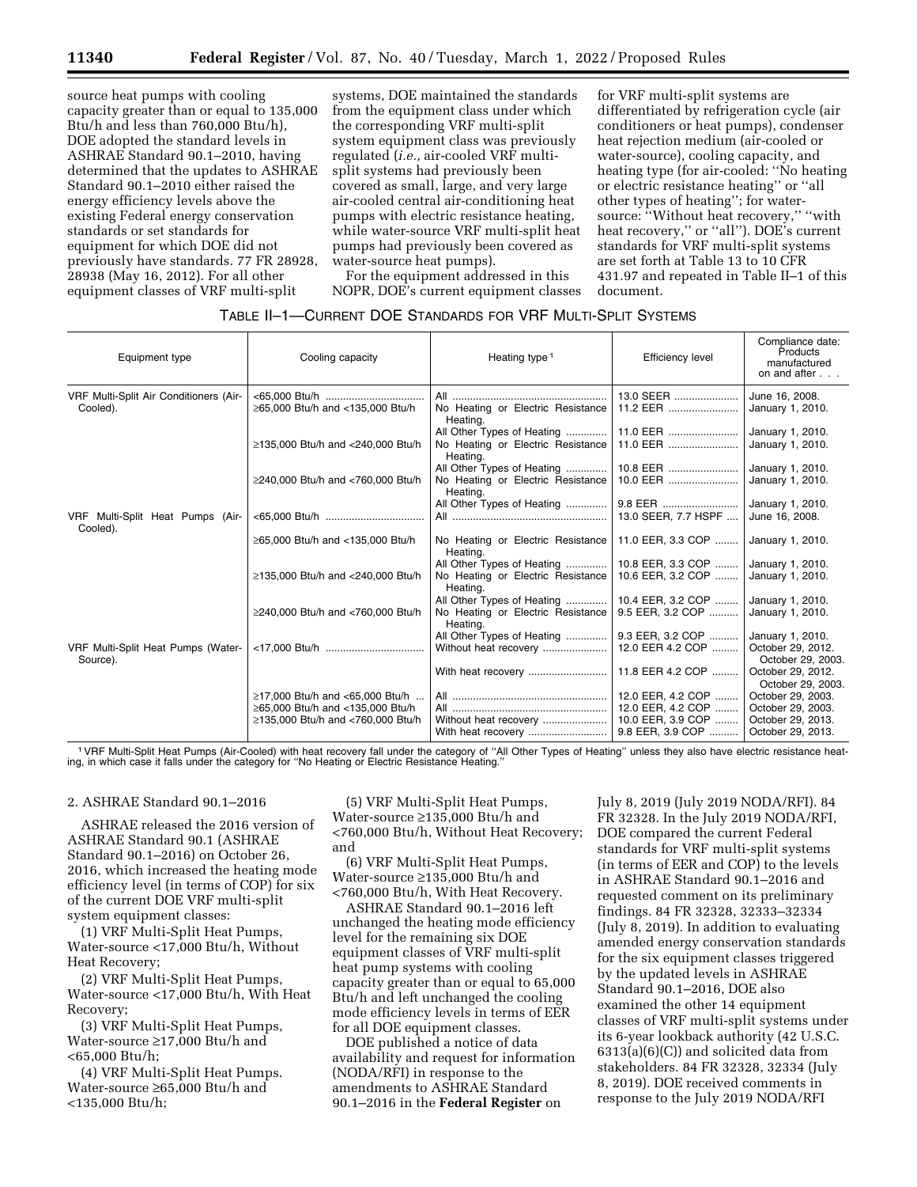source heat pumps with cooling capacity greater than or equal to 135,000 Btu/h and less than 760,000 Btu/h), DOE adopted the standard levels in ASHRAE Standard 90.1–2010, having determined that the updates to ASHRAE Standard 90.1–2010 either raised the energy efficiency levels above the existing Federal energy conservation standards or set standards for equipment for which DOE did not previously have standards. 77 FR 28928, 28938 (May 16, 2012). For all other equipment classes of VRF multi-split systems, DOE maintained the standards from the equipment class under which the corresponding VRF multi-split system equipment class was previously regulated (*i.e.,* air-cooled VRF multi-split systems had previously been covered as small, large, and very large air-cooled central air-conditioning heat pumps with electric resistance heating, while water-source VRF multi-split heat pumps had previously been covered as water-source heat pumps).

For the equipment addressed in this NOPR, DOE's current equipment classes for VRF multi-split systems are differentiated by refrigeration cycle (air conditioners or heat pumps), condenser heat rejection medium (air-cooled or water-source), cooling capacity, and heating type (for air-cooled: ''No heating or electric resistance heating'' or ''all other types of heating''; for water-source: ''Without heat recovery,'' ''with heat recovery,'' or ''all''). DOE's current standards for VRF multi-split systems are set forth at Table 13 to 10 CFR 431.97 and repeated in Table II–1 of this document.

TABLE II–1—CURRENT DOE STANDARDS FOR VRF MULTI-SPLIT SYSTEMS

| Equipment type | Cooling capacity | Heating type [1] | Efficiency level | Compliance date: Products manufactured on and after . . . |
|---|---|---|---|---|
| VRF Multi-Split Air Conditioners (Air-Cooled). | <65,000 Btu/h | All | 13.0 SEER | June 16, 2008. |
| | ≥65,000 Btu/h and <135,000 Btu/h | No Heating or Electric Resistance Heating. | 11.2 EER | January 1, 2010. |
| | | All Other Types of Heating | 11.0 EER | January 1, 2010. |
| | ≥135,000 Btu/h and <240,000 Btu/h | No Heating or Electric Resistance Heating. | 11.0 EER | January 1, 2010. |
| | | All Other Types of Heating | 10.8 EER | January 1, 2010. |
| | ≥240,000 Btu/h and <760,000 Btu/h | No Heating or Electric Resistance Heating. | 10.0 EER | January 1, 2010. |
| | | All Other Types of Heating | 9.8 EER | January 1, 2010. |
| VRF Multi-Split Heat Pumps (Air-Cooled). | <65,000 Btu/h | All | 13.0 SEER, 7.7 HSPF | June 16, 2008. |
| | ≥65,000 Btu/h and <135,000 Btu/h | No Heating or Electric Resistance Heating. | 11.0 EER, 3.3 COP | January 1, 2010. |
| | | All Other Types of Heating | 10.8 EER, 3.3 COP | January 1, 2010. |
| | ≥135,000 Btu/h and <240,000 Btu/h | No Heating or Electric Resistance Heating. | 10.6 EER, 3.2 COP | January 1, 2010. |
| | | All Other Types of Heating | 10.4 EER, 3.2 COP | January 1, 2010. |
| | ≥240,000 Btu/h and <760,000 Btu/h | No Heating or Electric Resistance Heating. | 9.5 EER, 3.2 COP | January 1, 2010. |
| | | All Other Types of Heating | 9.3 EER, 3.2 COP | January 1, 2010. |
| VRF Multi-Split Heat Pumps (Water-Source). | <17,000 Btu/h | Without heat recovery | 12.0 EER 4.2 COP | October 29, 2012. October 29, 2003. |
| | | With heat recovery | 11.8 EER 4.2 COP | October 29, 2012. October 29, 2003. |
| | ≥17,000 Btu/h and <65,000 Btu/h | All | 12.0 EER, 4.2 COP | October 29, 2003. |
| | ≥65,000 Btu/h and <135,000 Btu/h | All | 12.0 EER, 4.2 COP | October 29, 2003. |
| | ≥135,000 Btu/h and <760,000 Btu/h | Without heat recovery | 10.0 EER, 3.9 COP | October 29, 2013. |
| | | With heat recovery | 9.8 EER, 3.9 COP | October 29, 2013. |

[1] VRF Multi-Split Heat Pumps (Air-Cooled) with heat recovery fall under the category of ''All Other Types of Heating'' unless they also have electric resistance heating, in which case it falls under the category for ''No Heating or Electric Resistance Heating.''

2. ASHRAE Standard 90.1–2016

ASHRAE released the 2016 version of ASHRAE Standard 90.1 (ASHRAE Standard 90.1–2016) on October 26, 2016, which increased the heating mode efficiency level (in terms of COP) for six of the current DOE VRF multi-split system equipment classes:

(1) VRF Multi-Split Heat Pumps, Water-source <17,000 Btu/h, Without Heat Recovery;

(2) VRF Multi-Split Heat Pumps, Water-source <17,000 Btu/h, With Heat Recovery;

(3) VRF Multi-Split Heat Pumps, Water-source ≥17,000 Btu/h and <65,000 Btu/h;

(4) VRF Multi-Split Heat Pumps. Water-source ≥65,000 Btu/h and <135,000 Btu/h;

(5) VRF Multi-Split Heat Pumps, Water-source ≥135,000 Btu/h and <760,000 Btu/h, Without Heat Recovery; and

(6) VRF Multi-Split Heat Pumps, Water-source ≥135,000 Btu/h and <760,000 Btu/h, With Heat Recovery.

ASHRAE Standard 90.1–2016 left unchanged the heating mode efficiency level for the remaining six DOE equipment classes of VRF multi-split heat pump systems with cooling capacity greater than or equal to 65,000 Btu/h and left unchanged the cooling mode efficiency levels in terms of EER for all DOE equipment classes.

DOE published a notice of data availability and request for information (NODA/RFI) in response to the amendments to ASHRAE Standard 90.1–2016 in the **Federal Register** on July 8, 2019 (July 2019 NODA/RFI). 84 FR 32328. In the July 2019 NODA/RFI, DOE compared the current Federal standards for VRF multi-split systems (in terms of EER and COP) to the levels in ASHRAE Standard 90.1–2016 and requested comment on its preliminary findings. 84 FR 32328, 32333–32334 (July 8, 2019). In addition to evaluating amended energy conservation standards for the six equipment classes triggered by the updated levels in ASHRAE Standard 90.1–2016, DOE also examined the other 14 equipment classes of VRF multi-split systems under its 6-year lookback authority (42 U.S.C. 6313(a)(6)(C)) and solicited data from stakeholders. 84 FR 32328, 32334 (July 8, 2019). DOE received comments in response to the July 2019 NODA/RFI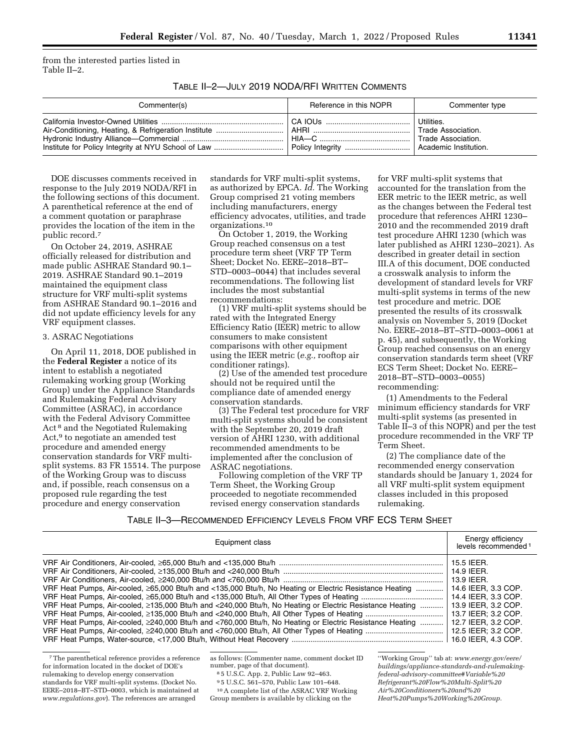from the interested parties listed in Table II–2.

TABLE II–2—JULY 2019 NODA/RFI WRITTEN COMMENTS

| Commenter(s) | Reference in this NOPR | Commenter type |
|---|---|---|
| California Investor-Owned Utilities | CA IOUs | Utilities. |
| Air-Conditioning, Heating, & Refrigeration Institute | AHRI | Trade Association. |
| Hydronic Industry Alliance—Commercial | HIA—C | Trade Association. |
| Institute for Policy Integrity at NYU School of Law | Policy Integrity | Academic Institution. |

DOE discusses comments received in response to the July 2019 NODA/RFI in the following sections of this document. A parenthetical reference at the end of a comment quotation or paraphrase provides the location of the item in the public record.[7]

On October 24, 2019, ASHRAE officially released for distribution and made public ASHRAE Standard 90.1–2019. ASHRAE Standard 90.1–2019 maintained the equipment class structure for VRF multi-split systems from ASHRAE Standard 90.1–2016 and did not update efficiency levels for any VRF equipment classes.

### 3. ASRAC Negotiations

On April 11, 2018, DOE published in the **Federal Register** a notice of its intent to establish a negotiated rulemaking working group (Working Group) under the Appliance Standards and Rulemaking Federal Advisory Committee (ASRAC), in accordance with the Federal Advisory Committee Act[8] and the Negotiated Rulemaking Act,[9] to negotiate an amended test procedure and amended energy conservation standards for VRF multi-split systems. 83 FR 15514. The purpose of the Working Group was to discuss and, if possible, reach consensus on a proposed rule regarding the test procedure and energy conservation standards for VRF multi-split systems, as authorized by EPCA. *Id.* The Working Group comprised 21 voting members including manufacturers, energy efficiency advocates, utilities, and trade organizations.[10]

On October 1, 2019, the Working Group reached consensus on a test procedure term sheet (VRF TP Term Sheet; Docket No. EERE–2018–BT–STD–0003–0044) that includes several recommendations. The following list includes the most substantial recommendations:

(1) VRF multi-split systems should be rated with the Integrated Energy Efficiency Ratio (IEER) metric to allow consumers to make consistent comparisons with other equipment using the IEER metric (*e.g.,* rooftop air conditioner ratings).

(2) Use of the amended test procedure should not be required until the compliance date of amended energy conservation standards.

(3) The Federal test procedure for VRF multi-split systems should be consistent with the September 20, 2019 draft version of AHRI 1230, with additional recommended amendments to be implemented after the conclusion of ASRAC negotiations.

Following completion of the VRF TP Term Sheet, the Working Group proceeded to negotiate recommended revised energy conservation standards for VRF multi-split systems that accounted for the translation from the EER metric to the IEER metric, as well as the changes between the Federal test procedure that references AHRI 1230–2010 and the recommended 2019 draft test procedure AHRI 1230 (which was later published as AHRI 1230–2021). As described in greater detail in section III.A of this document, DOE conducted a crosswalk analysis to inform the development of standard levels for VRF multi-split systems in terms of the new test procedure and metric. DOE presented the results of its crosswalk analysis on November 5, 2019 (Docket No. EERE–2018–BT–STD–0003–0061 at p. 45), and subsequently, the Working Group reached consensus on an energy conservation standards term sheet (VRF ECS Term Sheet; Docket No. EERE–2018–BT–STD–0003–0055) recommending:

(1) Amendments to the Federal minimum efficiency standards for VRF multi-split systems (as presented in Table II–3 of this NOPR) and per the test procedure recommended in the VRF TP Term Sheet.

(2) The compliance date of the recommended energy conservation standards should be January 1, 2024 for all VRF multi-split system equipment classes included in this proposed rulemaking.

TABLE II–3—RECOMMENDED EFFICIENCY LEVELS FROM VRF ECS TERM SHEET

| Equipment class | Energy efficiency levels recommended[1] |
|---|---|
| VRF Air Conditioners, Air-cooled, ≥65,000 Btu/h and <135,000 Btu/h | 15.5 IEER. |
| VRF Air Conditioners, Air-cooled, ≥135,000 Btu/h and <240,000 Btu/h | 14.9 IEER. |
| VRF Air Conditioners, Air-cooled, ≥240,000 Btu/h and <760,000 Btu/h | 13.9 IEER. |
| VRF Heat Pumps, Air-cooled, ≥65,000 Btu/h and <135,000 Btu/h, No Heating or Electric Resistance Heating | 14.6 IEER, 3.3 COP. |
| VRF Heat Pumps, Air-cooled, ≥65,000 Btu/h and <135,000 Btu/h, All Other Types of Heating | 14.4 IEER, 3.3 COP. |
| VRF Heat Pumps, Air-cooled, ≥135,000 Btu/h and <240,000 Btu/h, No Heating or Electric Resistance Heating | 13.9 IEER, 3.2 COP. |
| VRF Heat Pumps, Air-cooled, ≥135,000 Btu/h and <240,000 Btu/h, All Other Types of Heating | 13.7 IEER; 3.2 COP. |
| VRF Heat Pumps, Air-cooled, ≥240,000 Btu/h and <760,000 Btu/h, No Heating or Electric Resistance Heating | 12.7 IEER, 3.2 COP. |
| VRF Heat Pumps, Air-cooled, ≥240,000 Btu/h and <760,000 Btu/h, All Other Types of Heating | 12.5 IEER; 3.2 COP. |
| VRF Heat Pumps, Water-source, <17,000 Btu/h, Without Heat Recovery | 16.0 IEER, 4.3 COP. |

[7] The parenthetical reference provides a reference for information located in the docket of DOE's rulemaking to develop energy conservation standards for VRF multi-split systems. (Docket No. EERE–2018–BT–STD–0003, which is maintained at *www.regulations.gov*). The references are arranged as follows: (Commenter name, comment docket ID number, page of that document).

[8] 5 U.S.C. App. 2, Public Law 92–463.

[9] 5 U.S.C. 561–570, Public Law 101–648.

[10] A complete list of the ASRAC VRF Working Group members is available by clicking on the "Working Group" tab at: *www.energy.gov/eere/buildings/appliance-standards-and-rulemaking-federal-advisory-committee#Variable%20Refrigerant%20Flow%20Multi-Split%20Air%20Conditioners%20and%20Heat%20Pumps%20Working%20Group.*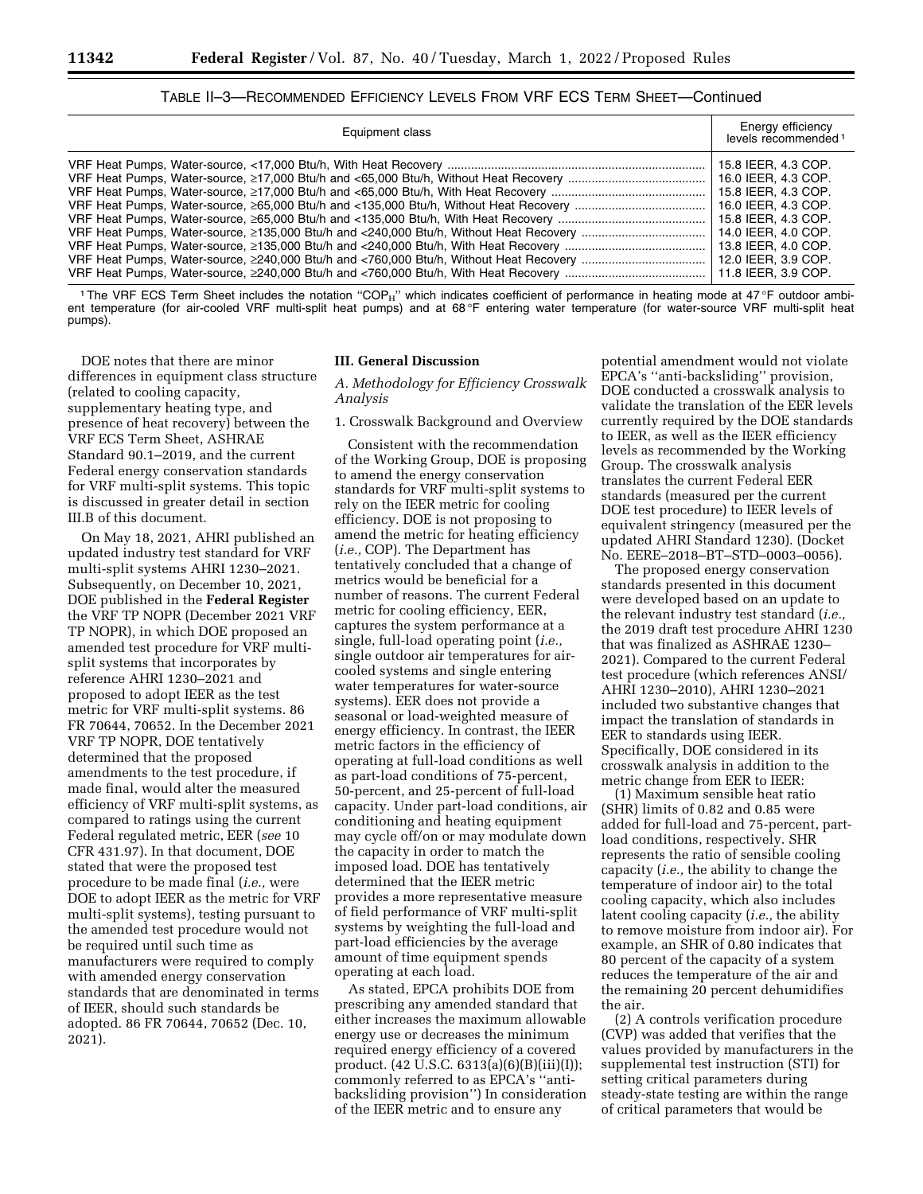TABLE II–3—RECOMMENDED EFFICIENCY LEVELS FROM VRF ECS TERM SHEET—Continued

| Equipment class | Energy efficiency levels recommended [1] |
| --- | --- |
| VRF Heat Pumps, Water-source, <17,000 Btu/h, With Heat Recovery | 15.8 IEER, 4.3 COP. |
| VRF Heat Pumps, Water-source, ≥17,000 Btu/h and <65,000 Btu/h, Without Heat Recovery | 16.0 IEER, 4.3 COP. |
| VRF Heat Pumps, Water-source, ≥17,000 Btu/h and <65,000 Btu/h, With Heat Recovery | 15.8 IEER, 4.3 COP. |
| VRF Heat Pumps, Water-source, ≥65,000 Btu/h and <135,000 Btu/h, Without Heat Recovery | 16.0 IEER, 4.3 COP. |
| VRF Heat Pumps, Water-source, ≥65,000 Btu/h and <135,000 Btu/h, With Heat Recovery | 15.8 IEER, 4.3 COP. |
| VRF Heat Pumps, Water-source, ≥135,000 Btu/h and <240,000 Btu/h, Without Heat Recovery | 14.0 IEER, 4.0 COP. |
| VRF Heat Pumps, Water-source, ≥135,000 Btu/h and <240,000 Btu/h, With Heat Recovery | 13.8 IEER, 4.0 COP. |
| VRF Heat Pumps, Water-source, ≥240,000 Btu/h and <760,000 Btu/h, Without Heat Recovery | 12.0 IEER, 3.9 COP. |
| VRF Heat Pumps, Water-source, ≥240,000 Btu/h and <760,000 Btu/h, With Heat Recovery | 11.8 IEER, 3.9 COP. |

[1] The VRF ECS Term Sheet includes the notation "$COP_H$" which indicates coefficient of performance in heating mode at 47 °F outdoor ambient temperature (for air-cooled VRF multi-split heat pumps) and at 68 °F entering water temperature (for water-source VRF multi-split heat pumps).

DOE notes that there are minor differences in equipment class structure (related to cooling capacity, supplementary heating type, and presence of heat recovery) between the VRF ECS Term Sheet, ASHRAE Standard 90.1–2019, and the current Federal energy conservation standards for VRF multi-split systems. This topic is discussed in greater detail in section III.B of this document.

On May 18, 2021, AHRI published an updated industry test standard for VRF multi-split systems AHRI 1230–2021. Subsequently, on December 10, 2021, DOE published in the **Federal Register** the VRF TP NOPR (December 2021 VRF TP NOPR), in which DOE proposed an amended test procedure for VRF multi-split systems that incorporates by reference AHRI 1230–2021 and proposed to adopt IEER as the test metric for VRF multi-split systems. 86 FR 70644, 70652. In the December 2021 VRF TP NOPR, DOE tentatively determined that the proposed amendments to the test procedure, if made final, would alter the measured efficiency of VRF multi-split systems, as compared to ratings using the current Federal regulated metric, EER (*see* 10 CFR 431.97). In that document, DOE stated that were the proposed test procedure to be made final (*i.e.,* were DOE to adopt IEER as the metric for VRF multi-split systems), testing pursuant to the amended test procedure would not be required until such time as manufacturers were required to comply with amended energy conservation standards that are denominated in terms of IEER, should such standards be adopted. 86 FR 70644, 70652 (Dec. 10, 2021).

## III. General Discussion

### A. Methodology for Efficiency Crosswalk Analysis

#### 1. Crosswalk Background and Overview

Consistent with the recommendation of the Working Group, DOE is proposing to amend the energy conservation standards for VRF multi-split systems to rely on the IEER metric for cooling efficiency. DOE is not proposing to amend the metric for heating efficiency (*i.e.,* COP). The Department has tentatively concluded that a change of metrics would be beneficial for a number of reasons. The current Federal metric for cooling efficiency, EER, captures the system performance at a single, full-load operating point (*i.e.,* single outdoor air temperatures for air-cooled systems and single entering water temperatures for water-source systems). EER does not provide a seasonal or load-weighted measure of energy efficiency. In contrast, the IEER metric factors in the efficiency of operating at full-load conditions as well as part-load conditions of 75-percent, 50-percent, and 25-percent of full-load capacity. Under part-load conditions, air conditioning and heating equipment may cycle off/on or may modulate down the capacity in order to match the imposed load. DOE has tentatively determined that the IEER metric provides a more representative measure of field performance of VRF multi-split systems by weighting the full-load and part-load efficiencies by the average amount of time equipment spends operating at each load.

As stated, EPCA prohibits DOE from prescribing any amended standard that either increases the maximum allowable energy use or decreases the minimum required energy efficiency of a covered product. (42 U.S.C. 6313(a)(6)(B)(iii)(I)); commonly referred to as EPCA's "anti-backsliding provision") In consideration of the IEER metric and to ensure any potential amendment would not violate EPCA's "anti-backsliding" provision, DOE conducted a crosswalk analysis to validate the translation of the EER levels currently required by the DOE standards to IEER, as well as the IEER efficiency levels as recommended by the Working Group. The crosswalk analysis translates the current Federal EER standards (measured per the current DOE test procedure) to IEER levels of equivalent stringency (measured per the updated AHRI Standard 1230). (Docket No. EERE–2018–BT–STD–0003–0056).

The proposed energy conservation standards presented in this document were developed based on an update to the relevant industry test standard (*i.e.,* the 2019 draft test procedure AHRI 1230 that was finalized as ASHRAE 1230–2021). Compared to the current Federal test procedure (which references ANSI/AHRI 1230–2010), AHRI 1230–2021 included two substantive changes that impact the translation of standards in EER to standards using IEER. Specifically, DOE considered in its crosswalk analysis in addition to the metric change from EER to IEER:

(1) Maximum sensible heat ratio (SHR) limits of 0.82 and 0.85 were added for full-load and 75-percent, part-load conditions, respectively. SHR represents the ratio of sensible cooling capacity (*i.e.,* the ability to change the temperature of indoor air) to the total cooling capacity, which also includes latent cooling capacity (*i.e.,* the ability to remove moisture from indoor air). For example, an SHR of 0.80 indicates that 80 percent of the capacity of a system reduces the temperature of the air and the remaining 20 percent dehumidifies the air.

(2) A controls verification procedure (CVP) was added that verifies that the values provided by manufacturers in the supplemental test instruction (STI) for setting critical parameters during steady-state testing are within the range of critical parameters that would be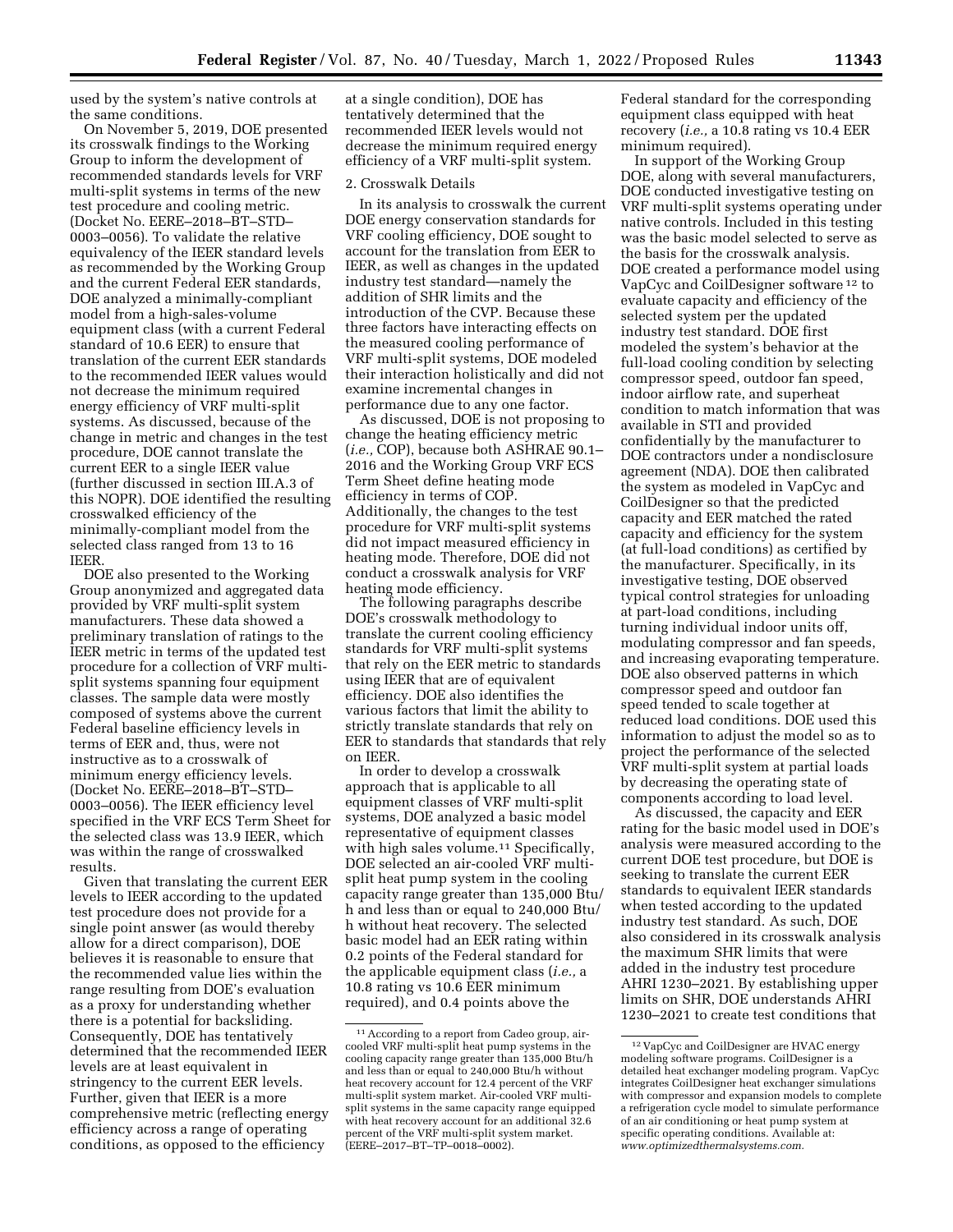used by the system's native controls at the same conditions.

On November 5, 2019, DOE presented its crosswalk findings to the Working Group to inform the development of recommended standards levels for VRF multi-split systems in terms of the new test procedure and cooling metric. (Docket No. EERE–2018–BT–STD–0003–0056). To validate the relative equivalency of the IEER standard levels as recommended by the Working Group and the current Federal EER standards, DOE analyzed a minimally-compliant model from a high-sales-volume equipment class (with a current Federal standard of 10.6 EER) to ensure that translation of the current EER standards to the recommended IEER values would not decrease the minimum required energy efficiency of VRF multi-split systems. As discussed, because of the change in metric and changes in the test procedure, DOE cannot translate the current EER to a single IEER value (further discussed in section III.A.3 of this NOPR). DOE identified the resulting crosswalked efficiency of the minimally-compliant model from the selected class ranged from 13 to 16 IEER.

DOE also presented to the Working Group anonymized and aggregated data provided by VRF multi-split system manufacturers. These data showed a preliminary translation of ratings to the IEER metric in terms of the updated test procedure for a collection of VRF multi-split systems spanning four equipment classes. The sample data were mostly composed of systems above the current Federal baseline efficiency levels in terms of EER and, thus, were not instructive as to a crosswalk of minimum energy efficiency levels. (Docket No. EERE–2018–BT–STD–0003–0056). The IEER efficiency level specified in the VRF ECS Term Sheet for the selected class was 13.9 IEER, which was within the range of crosswalked results.

Given that translating the current EER levels to IEER according to the updated test procedure does not provide for a single point answer (as would thereby allow for a direct comparison), DOE believes it is reasonable to ensure that the recommended value lies within the range resulting from DOE's evaluation as a proxy for understanding whether there is a potential for backsliding. Consequently, DOE has tentatively determined that the recommended IEER levels are at least equivalent in stringency to the current EER levels. Further, given that IEER is a more comprehensive metric (reflecting energy efficiency across a range of operating conditions, as opposed to the efficiency at a single condition), DOE has tentatively determined that the recommended IEER levels would not decrease the minimum required energy efficiency of a VRF multi-split system.

2. Crosswalk Details

In its analysis to crosswalk the current DOE energy conservation standards for VRF cooling efficiency, DOE sought to account for the translation from EER to IEER, as well as changes in the updated industry test standard—namely the addition of SHR limits and the introduction of the CVP. Because these three factors have interacting effects on the measured cooling performance of VRF multi-split systems, DOE modeled their interaction holistically and did not examine incremental changes in performance due to any one factor.

As discussed, DOE is not proposing to change the heating efficiency metric (*i.e.,* COP), because both ASHRAE 90.1–2016 and the Working Group VRF ECS Term Sheet define heating mode efficiency in terms of COP. Additionally, the changes to the test procedure for VRF multi-split systems did not impact measured efficiency in heating mode. Therefore, DOE did not conduct a crosswalk analysis for VRF heating mode efficiency.

The following paragraphs describe DOE's crosswalk methodology to translate the current cooling efficiency standards for VRF multi-split systems that rely on the EER metric to standards using IEER that are of equivalent efficiency. DOE also identifies the various factors that limit the ability to strictly translate standards that rely on EER to standards that standards that rely on IEER.

In order to develop a crosswalk approach that is applicable to all equipment classes of VRF multi-split systems, DOE analyzed a basic model representative of equipment classes with high sales volume.[11] Specifically, DOE selected an air-cooled VRF multi-split heat pump system in the cooling capacity range greater than 135,000 Btu/h and less than or equal to 240,000 Btu/h without heat recovery. The selected basic model had an EER rating within 0.2 points of the Federal standard for the applicable equipment class (*i.e.,* a 10.8 rating vs 10.6 EER minimum required), and 0.4 points above the Federal standard for the corresponding equipment class equipped with heat recovery (*i.e.,* a 10.8 rating vs 10.4 EER minimum required).

In support of the Working Group DOE, along with several manufacturers, DOE conducted investigative testing on VRF multi-split systems operating under native controls. Included in this testing was the basic model selected to serve as the basis for the crosswalk analysis. DOE created a performance model using VapCyc and CoilDesigner software[12] to evaluate capacity and efficiency of the selected system per the updated industry test standard. DOE first modeled the system's behavior at the full-load cooling condition by selecting compressor speed, outdoor fan speed, indoor airflow rate, and superheat condition to match information that was available in STI and provided confidentially by the manufacturer to DOE contractors under a nondisclosure agreement (NDA). DOE then calibrated the system as modeled in VapCyc and CoilDesigner so that the predicted capacity and EER matched the rated capacity and efficiency for the system (at full-load conditions) as certified by the manufacturer. Specifically, in its investigative testing, DOE observed typical control strategies for unloading at part-load conditions, including turning individual indoor units off, modulating compressor and fan speeds, and increasing evaporating temperature. DOE also observed patterns in which compressor speed and outdoor fan speed tended to scale together at reduced load conditions. DOE used this information to adjust the model so as to project the performance of the selected VRF multi-split system at partial loads by decreasing the operating state of components according to load level.

As discussed, the capacity and EER rating for the basic model used in DOE's analysis were measured according to the current DOE test procedure, but DOE is seeking to translate the current EER standards to equivalent IEER standards when tested according to the updated industry test standard. As such, DOE also considered in its crosswalk analysis the maximum SHR limits that were added in the industry test procedure AHRI 1230–2021. By establishing upper limits on SHR, DOE understands AHRI 1230–2021 to create test conditions that

[11] According to a report from Cadeo group, air-cooled VRF multi-split heat pump systems in the cooling capacity range greater than 135,000 Btu/h and less than or equal to 240,000 Btu/h without heat recovery account for 12.4 percent of the VRF multi-split system market. Air-cooled VRF multi-split systems in the same capacity range equipped with heat recovery account for an additional 32.6 percent of the VRF multi-split system market. (EERE–2017–BT–TP–0018–0002).

[12] VapCyc and CoilDesigner are HVAC energy modeling software programs. CoilDesigner is a detailed heat exchanger modeling program. VapCyc integrates CoilDesigner heat exchanger simulations with compressor and expansion models to complete a refrigeration cycle model to simulate performance of an air conditioning or heat pump system at specific operating conditions. Available at: *www.optimizedthermalsystems.com.*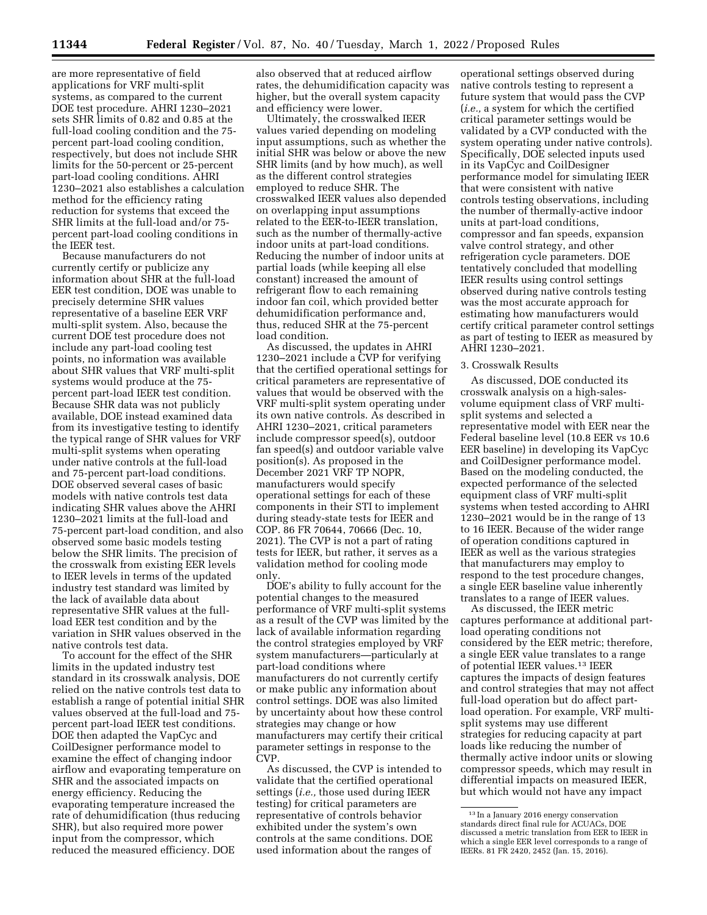are more representative of field applications for VRF multi-split systems, as compared to the current DOE test procedure. AHRI 1230–2021 sets SHR limits of 0.82 and 0.85 at the full-load cooling condition and the 75-percent part-load cooling condition, respectively, but does not include SHR limits for the 50-percent or 25-percent part-load cooling conditions. AHRI 1230–2021 also establishes a calculation method for the efficiency rating reduction for systems that exceed the SHR limits at the full-load and/or 75-percent part-load cooling conditions in the IEER test.

Because manufacturers do not currently certify or publicize any information about SHR at the full-load EER test condition, DOE was unable to precisely determine SHR values representative of a baseline EER VRF multi-split system. Also, because the current DOE test procedure does not include any part-load cooling test points, no information was available about SHR values that VRF multi-split systems would produce at the 75-percent part-load IEER test condition. Because SHR data was not publicly available, DOE instead examined data from its investigative testing to identify the typical range of SHR values for VRF multi-split systems when operating under native controls at the full-load and 75-percent part-load conditions. DOE observed several cases of basic models with native controls test data indicating SHR values above the AHRI 1230–2021 limits at the full-load and 75-percent part-load condition, and also observed some basic models testing below the SHR limits. The precision of the crosswalk from existing EER levels to IEER levels in terms of the updated industry test standard was limited by the lack of available data about representative SHR values at the full-load EER test condition and by the variation in SHR values observed in the native controls test data.

To account for the effect of the SHR limits in the updated industry test standard in its crosswalk analysis, DOE relied on the native controls test data to establish a range of potential initial SHR values observed at the full-load and 75-percent part-load IEER test conditions. DOE then adapted the VapCyc and CoilDesigner performance model to examine the effect of changing indoor airflow and evaporating temperature on SHR and the associated impacts on energy efficiency. Reducing the evaporating temperature increased the rate of dehumidification (thus reducing SHR), but also required more power input from the compressor, which reduced the measured efficiency. DOE also observed that at reduced airflow rates, the dehumidification capacity was higher, but the overall system capacity and efficiency were lower.

Ultimately, the crosswalked IEER values varied depending on modeling input assumptions, such as whether the initial SHR was below or above the new SHR limits (and by how much), as well as the different control strategies employed to reduce SHR. The crosswalked IEER values also depended on overlapping input assumptions related to the EER-to-IEER translation, such as the number of thermally-active indoor units at part-load conditions. Reducing the number of indoor units at partial loads (while keeping all else constant) increased the amount of refrigerant flow to each remaining indoor fan coil, which provided better dehumidification performance and, thus, reduced SHR at the 75-percent load condition.

As discussed, the updates in AHRI 1230–2021 include a CVP for verifying that the certified operational settings for critical parameters are representative of values that would be observed with the VRF multi-split system operating under its own native controls. As described in AHRI 1230–2021, critical parameters include compressor speed(s), outdoor fan speed(s) and outdoor variable valve position(s). As proposed in the December 2021 VRF TP NOPR, manufacturers would specify operational settings for each of these components in their STI to implement during steady-state tests for IEER and COP. 86 FR 70644, 70666 (Dec. 10, 2021). The CVP is not a part of rating tests for IEER, but rather, it serves as a validation method for cooling mode only.

DOE's ability to fully account for the potential changes to the measured performance of VRF multi-split systems as a result of the CVP was limited by the lack of available information regarding the control strategies employed by VRF system manufacturers—particularly at part-load conditions where manufacturers do not currently certify or make public any information about control settings. DOE was also limited by uncertainty about how these control strategies may change or how manufacturers may certify their critical parameter settings in response to the CVP.

As discussed, the CVP is intended to validate that the certified operational settings (*i.e.,* those used during IEER testing) for critical parameters are representative of controls behavior exhibited under the system's own controls at the same conditions. DOE used information about the ranges of operational settings observed during native controls testing to represent a future system that would pass the CVP (*i.e.,* a system for which the certified critical parameter settings would be validated by a CVP conducted with the system operating under native controls). Specifically, DOE selected inputs used in its VapCyc and CoilDesigner performance model for simulating IEER that were consistent with native controls testing observations, including the number of thermally-active indoor units at part-load conditions, compressor and fan speeds, expansion valve control strategy, and other refrigeration cycle parameters. DOE tentatively concluded that modelling IEER results using control settings observed during native controls testing was the most accurate approach for estimating how manufacturers would certify critical parameter control settings as part of testing to IEER as measured by AHRI 1230–2021.

3. Crosswalk Results

As discussed, DOE conducted its crosswalk analysis on a high-sales-volume equipment class of VRF multi-split systems and selected a representative model with EER near the Federal baseline level (10.8 EER vs 10.6 EER baseline) in developing its VapCyc and CoilDesigner performance model. Based on the modeling conducted, the expected performance of the selected equipment class of VRF multi-split systems when tested according to AHRI 1230–2021 would be in the range of 13 to 16 IEER. Because of the wider range of operation conditions captured in IEER as well as the various strategies that manufacturers may employ to respond to the test procedure changes, a single EER baseline value inherently translates to a range of IEER values.

As discussed, the IEER metric captures performance at additional part-load operating conditions not considered by the EER metric; therefore, a single EER value translates to a range of potential IEER values.[13] IEER captures the impacts of design features and control strategies that may not affect full-load operation but do affect part-load operation. For example, VRF multi-split systems may use different strategies for reducing capacity at part loads like reducing the number of thermally active indoor units or slowing compressor speeds, which may result in differential impacts on measured IEER, but which would not have any impact

[13] In a January 2016 energy conservation standards direct final rule for ACUACs, DOE discussed a metric translation from EER to IEER in which a single EER level corresponds to a range of IEERs. 81 FR 2420, 2452 (Jan. 15, 2016).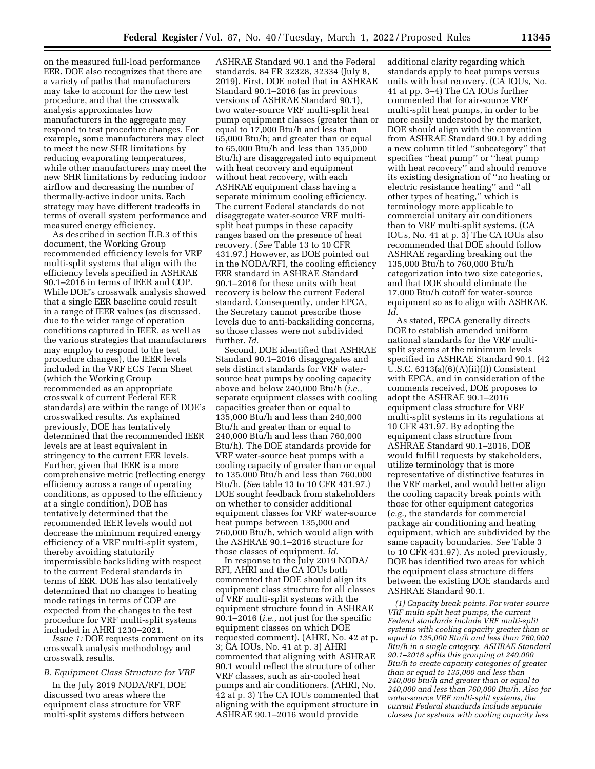on the measured full-load performance EER. DOE also recognizes that there are a variety of paths that manufacturers may take to account for the new test procedure, and that the crosswalk analysis approximates how manufacturers in the aggregate may respond to test procedure changes. For example, some manufacturers may elect to meet the new SHR limitations by reducing evaporating temperatures, while other manufacturers may meet the new SHR limitations by reducing indoor airflow and decreasing the number of thermally-active indoor units. Each strategy may have different tradeoffs in terms of overall system performance and measured energy efficiency.

As described in section II.B.3 of this document, the Working Group recommended efficiency levels for VRF multi-split systems that align with the efficiency levels specified in ASHRAE 90.1–2016 in terms of IEER and COP. While DOE's crosswalk analysis showed that a single EER baseline could result in a range of IEER values (as discussed, due to the wider range of operation conditions captured in IEER, as well as the various strategies that manufacturers may employ to respond to the test procedure changes), the IEER levels included in the VRF ECS Term Sheet (which the Working Group recommended as an appropriate crosswalk of current Federal EER standards) are within the range of DOE's crosswalked results. As explained previously, DOE has tentatively determined that the recommended IEER levels are at least equivalent in stringency to the current EER levels. Further, given that IEER is a more comprehensive metric (reflecting energy efficiency across a range of operating conditions, as opposed to the efficiency at a single condition), DOE has tentatively determined that the recommended IEER levels would not decrease the minimum required energy efficiency of a VRF multi-split system, thereby avoiding statutorily impermissible backsliding with respect to the current Federal standards in terms of EER. DOE has also tentatively determined that no changes to heating mode ratings in terms of COP are expected from the changes to the test procedure for VRF multi-split systems included in AHRI 1230–2021.

*Issue 1:* DOE requests comment on its crosswalk analysis methodology and crosswalk results.

### *B. Equipment Class Structure for VRF*

In the July 2019 NODA/RFI, DOE discussed two areas where the equipment class structure for VRF multi-split systems differs between ASHRAE Standard 90.1 and the Federal standards. 84 FR 32328, 32334 (July 8, 2019). First, DOE noted that in ASHRAE Standard 90.1–2016 (as in previous versions of ASHRAE Standard 90.1), two water-source VRF multi-split heat pump equipment classes (greater than or equal to 17,000 Btu/h and less than 65,000 Btu/h; and greater than or equal to 65,000 Btu/h and less than 135,000 Btu/h) are disaggregated into equipment with heat recovery and equipment without heat recovery, with each ASHRAE equipment class having a separate minimum cooling efficiency. The current Federal standards do not disaggregate water-source VRF multi-split heat pumps in these capacity ranges based on the presence of heat recovery. (*See* Table 13 to 10 CFR 431.97.) However, as DOE pointed out in the NODA/RFI, the cooling efficiency EER standard in ASHRAE Standard 90.1–2016 for these units with heat recovery is below the current Federal standard. Consequently, under EPCA, the Secretary cannot prescribe those levels due to anti-backsliding concerns, so those classes were not subdivided further. *Id.*

Second, DOE identified that ASHRAE Standard 90.1–2016 disaggregates and sets distinct standards for VRF water-source heat pumps by cooling capacity above and below 240,000 Btu/h (*i.e.,* separate equipment classes with cooling capacities greater than or equal to 135,000 Btu/h and less than 240,000 Btu/h and greater than or equal to 240,000 Btu/h and less than 760,000 Btu/h). The DOE standards provide for VRF water-source heat pumps with a cooling capacity of greater than or equal to 135,000 Btu/h and less than 760,000 Btu/h. (*See* table 13 to 10 CFR 431.97.) DOE sought feedback from stakeholders on whether to consider additional equipment classes for VRF water-source heat pumps between 135,000 and 760,000 Btu/h, which would align with the ASHRAE 90.1–2016 structure for those classes of equipment. *Id.*

In response to the July 2019 NODA/RFI, AHRI and the CA IOUs both commented that DOE should align its equipment class structure for all classes of VRF multi-split systems with the equipment structure found in ASHRAE 90.1–2016 (*i.e.,* not just for the specific equipment classes on which DOE requested comment). (AHRI, No. 42 at p. 3; CA IOUs, No. 41 at p. 3) AHRI commented that aligning with ASHRAE 90.1 would reflect the structure of other VRF classes, such as air-cooled heat pumps and air conditioners. (AHRI, No. 42 at p. 3) The CA IOUs commented that aligning with the equipment structure in ASHRAE 90.1–2016 would provide additional clarity regarding which standards apply to heat pumps versus units with heat recovery. (CA IOUs, No. 41 at pp. 3–4) The CA IOUs further commented that for air-source VRF multi-split heat pumps, in order to be more easily understood by the market, DOE should align with the convention from ASHRAE Standard 90.1 by adding a new column titled ''subcategory'' that specifies ''heat pump'' or ''heat pump with heat recovery'' and should remove its existing designation of ''no heating or electric resistance heating'' and ''all other types of heating,'' which is terminology more applicable to commercial unitary air conditioners than to VRF multi-split systems. (CA IOUs, No. 41 at p. 3) The CA IOUs also recommended that DOE should follow ASHRAE regarding breaking out the 135,000 Btu/h to 760,000 Btu/h categorization into two size categories, and that DOE should eliminate the 17,000 Btu/h cutoff for water-source equipment so as to align with ASHRAE. *Id.*

As stated, EPCA generally directs DOE to establish amended uniform national standards for the VRF multi-split systems at the minimum levels specified in ASHRAE Standard 90.1. (42 U.S.C. 6313(a)(6)(A)(ii)(I)) Consistent with EPCA, and in consideration of the comments received, DOE proposes to adopt the ASHRAE 90.1–2016 equipment class structure for VRF multi-split systems in its regulations at 10 CFR 431.97. By adopting the equipment class structure from ASHRAE Standard 90.1–2016, DOE would fulfill requests by stakeholders, utilize terminology that is more representative of distinctive features in the VRF market, and would better align the cooling capacity break points with those for other equipment categories (*e.g.,* the standards for commercial package air conditioning and heating equipment, which are subdivided by the same capacity boundaries. *See* Table 3 to 10 CFR 431.97). As noted previously, DOE has identified two areas for which the equipment class structure differs between the existing DOE standards and ASHRAE Standard 90.1.

*(1) Capacity break points. For water-source VRF multi-split heat pumps, the current Federal standards include VRF multi-split systems with cooling capacity greater than or equal to 135,000 Btu/h and less than 760,000 Btu/h in a single category. ASHRAE Standard 90.1–2016 splits this grouping at 240,000 Btu/h to create capacity categories of greater than or equal to 135,000 and less than 240,000 btu/h and greater than or equal to 240,000 and less than 760,000 Btu/h. Also for water-source VRF multi-split systems, the current Federal standards include separate classes for systems with cooling capacity less*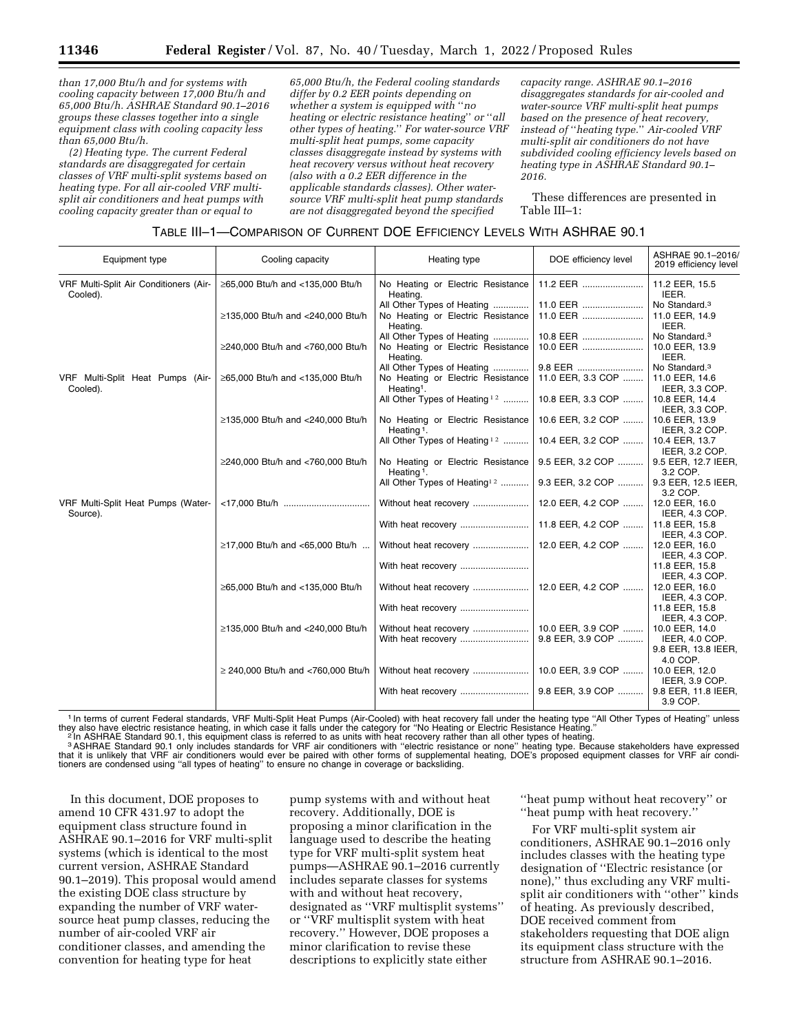*than 17,000 Btu/h and for systems with cooling capacity between 17,000 Btu/h and 65,000 Btu/h. ASHRAE Standard 90.1–2016 groups these classes together into a single equipment class with cooling capacity less than 65,000 Btu/h.*

*(2) Heating type. The current Federal standards are disaggregated for certain classes of VRF multi-split systems based on heating type. For all air-cooled VRF multi-split air conditioners and heat pumps with cooling capacity greater than or equal to 65,000 Btu/h, the Federal cooling standards differ by 0.2 EER points depending on whether a system is equipped with "no heating or electric resistance heating" or "all other types of heating." For water-source VRF multi-split heat pumps, some capacity classes disaggregate instead by systems with heat recovery versus without heat recovery (also with a 0.2 EER difference in the applicable standards classes). Other water-source VRF multi-split heat pump standards are not disaggregated beyond the specified capacity range. ASHRAE 90.1–2016 disaggregates standards for air-cooled and water-source VRF multi-split heat pumps based on the presence of heat recovery, instead of "heating type." Air-cooled VRF multi-split air conditioners do not have subdivided cooling efficiency levels based on heating type in ASHRAE Standard 90.1–2016.*

These differences are presented in Table III–1:

TABLE III–1—COMPARISON OF CURRENT DOE EFFICIENCY LEVELS WITH ASHRAE 90.1

| Equipment type | Cooling capacity | Heating type | DOE efficiency level | ASHRAE 90.1–2016/2019 efficiency level |
|---|---|---|---|---|
| VRF Multi-Split Air Conditioners (Air-Cooled). | ≥65,000 Btu/h and <135,000 Btu/h | No Heating or Electric Resistance Heating. | 11.2 EER | 11.2 EER, 15.5 IEER. |
| | | All Other Types of Heating | 11.0 EER | No Standard.[3] |
| | ≥135,000 Btu/h and <240,000 Btu/h | No Heating or Electric Resistance Heating. | 11.0 EER | 11.0 EER, 14.9 IEER. |
| | | All Other Types of Heating | 10.8 EER | No Standard.[3] |
| | ≥240,000 Btu/h and <760,000 Btu/h | No Heating or Electric Resistance Heating. | 10.0 EER | 10.0 EER, 13.9 IEER. |
| | | All Other Types of Heating | 9.8 EER | No Standard.[3] |
| VRF Multi-Split Heat Pumps (Air-Cooled). | ≥65,000 Btu/h and <135,000 Btu/h | No Heating or Electric Resistance Heating[1]. | 11.0 EER, 3.3 COP | 11.0 EER, 14.6 IEER, 3.3 COP. |
| | | All Other Types of Heating [1 2] | 10.8 EER, 3.3 COP | 10.8 EER, 14.4 IEER, 3.3 COP. |
| | ≥135,000 Btu/h and <240,000 Btu/h | No Heating or Electric Resistance Heating [1]. | 10.6 EER, 3.2 COP | 10.6 EER, 13.9 IEER, 3.2 COP. |
| | | All Other Types of Heating [1 2] | 10.4 EER, 3.2 COP | 10.4 EER, 13.7 IEER, 3.2 COP. |
| | ≥240,000 Btu/h and <760,000 Btu/h | No Heating or Electric Resistance Heating [1]. | 9.5 EER, 3.2 COP | 9.5 EER, 12.7 IEER, 3.2 COP. |
| | | All Other Types of Heating[1 2] | 9.3 EER, 3.2 COP | 9.3 EER, 12.5 IEER, 3.2 COP. |
| VRF Multi-Split Heat Pumps (Water-Source). | <17,000 Btu/h | Without heat recovery | 12.0 EER, 4.2 COP | 12.0 EER, 16.0 IEER, 4.3 COP. |
| | | With heat recovery | 11.8 EER, 4.2 COP | 11.8 EER, 15.8 IEER, 4.3 COP. |
| | ≥17,000 Btu/h and <65,000 Btu/h | Without heat recovery | 12.0 EER, 4.2 COP | 12.0 EER, 16.0 IEER, 4.3 COP. |
| | | With heat recovery | | 11.8 EER, 15.8 IEER, 4.3 COP. |
| | ≥65,000 Btu/h and <135,000 Btu/h | Without heat recovery | 12.0 EER, 4.2 COP | 12.0 EER, 16.0 IEER, 4.3 COP. |
| | | With heat recovery | | 11.8 EER, 15.8 IEER, 4.3 COP. |
| | ≥135,000 Btu/h and <240,000 Btu/h | Without heat recovery | 10.0 EER, 3.9 COP | 10.0 EER, 14.0 IEER, 4.0 COP. |
| | | With heat recovery | 9.8 EER, 3.9 COP | 9.8 EER, 13.8 IEER, 4.0 COP. |
| | ≥ 240,000 Btu/h and <760,000 Btu/h | Without heat recovery | 10.0 EER, 3.9 COP | 10.0 EER, 12.0 IEER, 3.9 COP. |
| | | With heat recovery | 9.8 EER, 3.9 COP | 9.8 EER, 11.8 IEER, 3.9 COP. |

[1] In terms of current Federal standards, VRF Multi-Split Heat Pumps (Air-Cooled) with heat recovery fall under the heating type "All Other Types of Heating" unless they also have electric resistance heating, in which case it falls under the category for "No Heating or Electric Resistance Heating."

[2] In ASHRAE Standard 90.1, this equipment class is referred to as units with heat recovery rather than all other types of heating.

[3] ASHRAE Standard 90.1 only includes standards for VRF air conditioners with "electric resistance or none" heating type. Because stakeholders have expressed that it is unlikely that VRF air conditioners would ever be paired with other forms of supplemental heating, DOE's proposed equipment classes for VRF air conditioners are condensed using "all types of heating" to ensure no change in coverage or backsliding.

In this document, DOE proposes to amend 10 CFR 431.97 to adopt the equipment class structure found in ASHRAE 90.1–2016 for VRF multi-split systems (which is identical to the most current version, ASHRAE Standard 90.1–2019). This proposal would amend the existing DOE class structure by expanding the number of VRF water-source heat pump classes, reducing the number of air-cooled VRF air conditioner classes, and amending the convention for heating type for heat pump systems with and without heat recovery. Additionally, DOE is proposing a minor clarification in the language used to describe the heating type for VRF multi-split system heat pumps—ASHRAE 90.1–2016 currently includes separate classes for systems with and without heat recovery, designated as "VRF multisplit systems" or "VRF multisplit system with heat recovery." However, DOE proposes a minor clarification to revise these descriptions to explicitly state either "heat pump without heat recovery" or "heat pump with heat recovery."

For VRF multi-split system air conditioners, ASHRAE 90.1–2016 only includes classes with the heating type designation of "Electric resistance (or none)," thus excluding any VRF multi-split air conditioners with "other" kinds of heating. As previously described, DOE received comment from stakeholders requesting that DOE align its equipment class structure with the structure from ASHRAE 90.1–2016.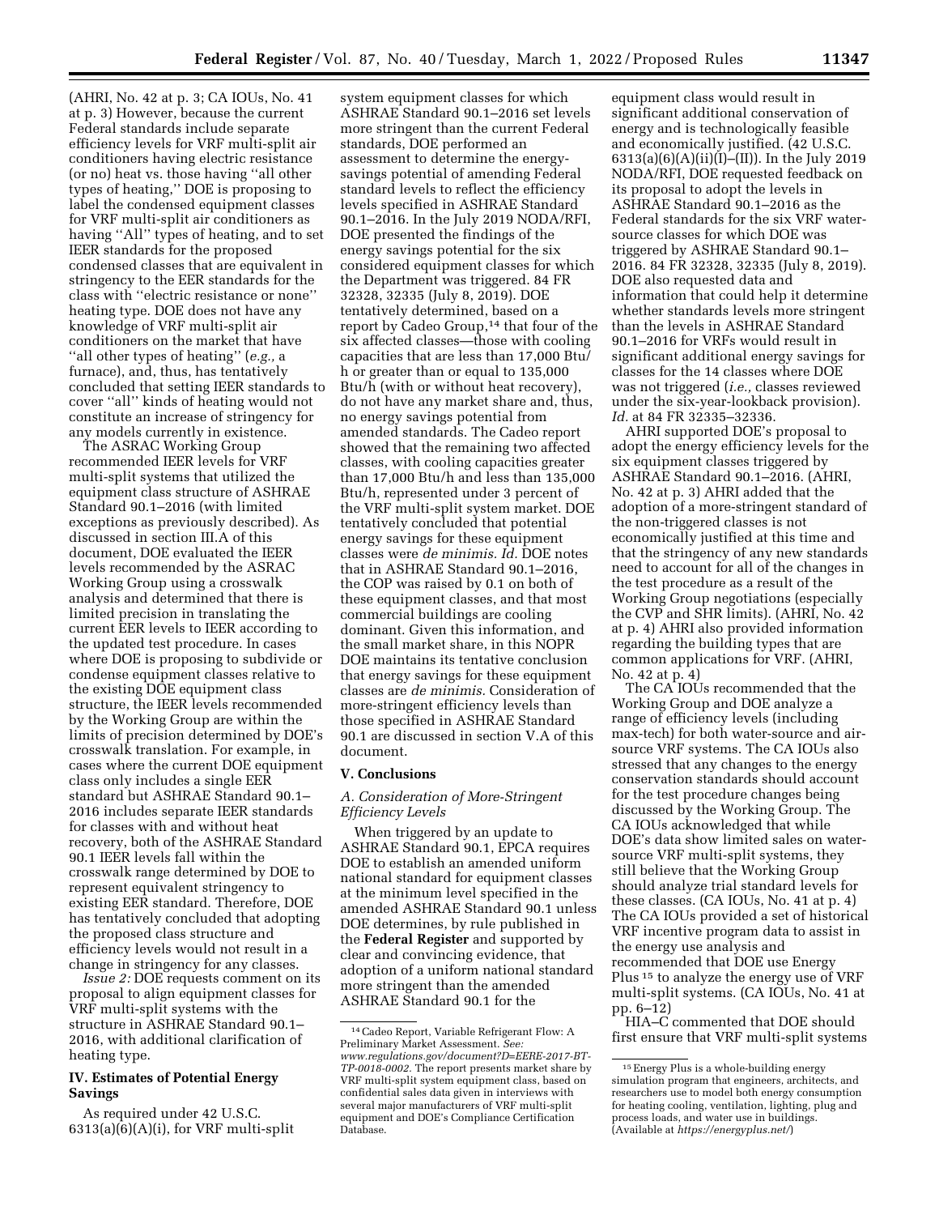(AHRI, No. 42 at p. 3; CA IOUs, No. 41 at p. 3) However, because the current Federal standards include separate efficiency levels for VRF multi-split air conditioners having electric resistance (or no) heat vs. those having "all other types of heating," DOE is proposing to label the condensed equipment classes for VRF multi-split air conditioners as having "All" types of heating, and to set IEER standards for the proposed condensed classes that are equivalent in stringency to the EER standards for the class with "electric resistance or none" heating type. DOE does not have any knowledge of VRF multi-split air conditioners on the market that have "all other types of heating" (*e.g.,* a furnace), and, thus, has tentatively concluded that setting IEER standards to cover "all" kinds of heating would not constitute an increase of stringency for any models currently in existence.

The ASRAC Working Group recommended IEER levels for VRF multi-split systems that utilized the equipment class structure of ASHRAE Standard 90.1–2016 (with limited exceptions as previously described). As discussed in section III.A of this document, DOE evaluated the IEER levels recommended by the ASRAC Working Group using a crosswalk analysis and determined that there is limited precision in translating the current EER levels to IEER according to the updated test procedure. In cases where DOE is proposing to subdivide or condense equipment classes relative to the existing DOE equipment class structure, the IEER levels recommended by the Working Group are within the limits of precision determined by DOE's crosswalk translation. For example, in cases where the current DOE equipment class only includes a single EER standard but ASHRAE Standard 90.1–2016 includes separate IEER standards for classes with and without heat recovery, both of the ASHRAE Standard 90.1 IEER levels fall within the crosswalk range determined by DOE to represent equivalent stringency to existing EER standard. Therefore, DOE has tentatively concluded that adopting the proposed class structure and efficiency levels would not result in a change in stringency for any classes.

*Issue 2:* DOE requests comment on its proposal to align equipment classes for VRF multi-split systems with the structure in ASHRAE Standard 90.1–2016, with additional clarification of heating type.

## IV. Estimates of Potential Energy Savings

As required under 42 U.S.C. 6313(a)(6)(A)(i), for VRF multi-split system equipment classes for which ASHRAE Standard 90.1–2016 set levels more stringent than the current Federal standards, DOE performed an assessment to determine the energy-savings potential of amending Federal standard levels to reflect the efficiency levels specified in ASHRAE Standard 90.1–2016. In the July 2019 NODA/RFI, DOE presented the findings of the energy savings potential for the six considered equipment classes for which the Department was triggered. 84 FR 32328, 32335 (July 8, 2019). DOE tentatively determined, based on a report by Cadeo Group,[14] that four of the six affected classes—those with cooling capacities that are less than 17,000 Btu/h or greater than or equal to 135,000 Btu/h (with or without heat recovery), do not have any market share and, thus, no energy savings potential from amended standards. The Cadeo report showed that the remaining two affected classes, with cooling capacities greater than 17,000 Btu/h and less than 135,000 Btu/h, represented under 3 percent of the VRF multi-split system market. DOE tentatively concluded that potential energy savings for these equipment classes were *de minimis. Id.* DOE notes that in ASHRAE Standard 90.1–2016, the COP was raised by 0.1 on both of these equipment classes, and that most commercial buildings are cooling dominant. Given this information, and the small market share, in this NOPR DOE maintains its tentative conclusion that energy savings for these equipment classes are *de minimis.* Consideration of more-stringent efficiency levels than those specified in ASHRAE Standard 90.1 are discussed in section V.A of this document.

## V. Conclusions

### A. Consideration of More-Stringent Efficiency Levels

When triggered by an update to ASHRAE Standard 90.1, EPCA requires DOE to establish an amended uniform national standard for equipment classes at the minimum level specified in the amended ASHRAE Standard 90.1 unless DOE determines, by rule published in the **Federal Register** and supported by clear and convincing evidence, that adoption of a uniform national standard more stringent than the amended ASHRAE Standard 90.1 for the equipment class would result in significant additional conservation of energy and is technologically feasible and economically justified. (42 U.S.C. 6313(a)(6)(A)(ii)(I)–(II)). In the July 2019 NODA/RFI, DOE requested feedback on its proposal to adopt the levels in ASHRAE Standard 90.1–2016 as the Federal standards for the six VRF water-source classes for which DOE was triggered by ASHRAE Standard 90.1–2016. 84 FR 32328, 32335 (July 8, 2019). DOE also requested data and information that could help it determine whether standards levels more stringent than the levels in ASHRAE Standard 90.1–2016 for VRFs would result in significant additional energy savings for classes for the 14 classes where DOE was not triggered (*i.e.,* classes reviewed under the six-year-lookback provision). *Id.* at 84 FR 32335–32336.

AHRI supported DOE's proposal to adopt the energy efficiency levels for the six equipment classes triggered by ASHRAE Standard 90.1–2016. (AHRI, No. 42 at p. 3) AHRI added that the adoption of a more-stringent standard of the non-triggered classes is not economically justified at this time and that the stringency of any new standards need to account for all of the changes in the test procedure as a result of the Working Group negotiations (especially the CVP and SHR limits). (AHRI, No. 42 at p. 4) AHRI also provided information regarding the building types that are common applications for VRF. (AHRI, No. 42 at p. 4)

The CA IOUs recommended that the Working Group and DOE analyze a range of efficiency levels (including max-tech) for both water-source and air-source VRF systems. The CA IOUs also stressed that any changes to the energy conservation standards should account for the test procedure changes being discussed by the Working Group. The CA IOUs acknowledged that while DOE's data show limited sales on water-source VRF multi-split systems, they still believe that the Working Group should analyze trial standard levels for these classes. (CA IOUs, No. 41 at p. 4) The CA IOUs provided a set of historical VRF incentive program data to assist in the energy use analysis and recommended that DOE use Energy Plus[15] to analyze the energy use of VRF multi-split systems. (CA IOUs, No. 41 at pp. 6–12)

HIA–C commented that DOE should first ensure that VRF multi-split systems

[14] Cadeo Report, Variable Refrigerant Flow: A Preliminary Market Assessment. *See: www.regulations.gov/document?D=EERE-2017-BT-TP-0018-0002.* The report presents market share by VRF multi-split system equipment class, based on confidential sales data given in interviews with several major manufacturers of VRF multi-split equipment and DOE's Compliance Certification Database.

[15] Energy Plus is a whole-building energy simulation program that engineers, architects, and researchers use to model both energy consumption for heating cooling, ventilation, lighting, plug and process loads, and water use in buildings. (Available at *https://energyplus.net/*)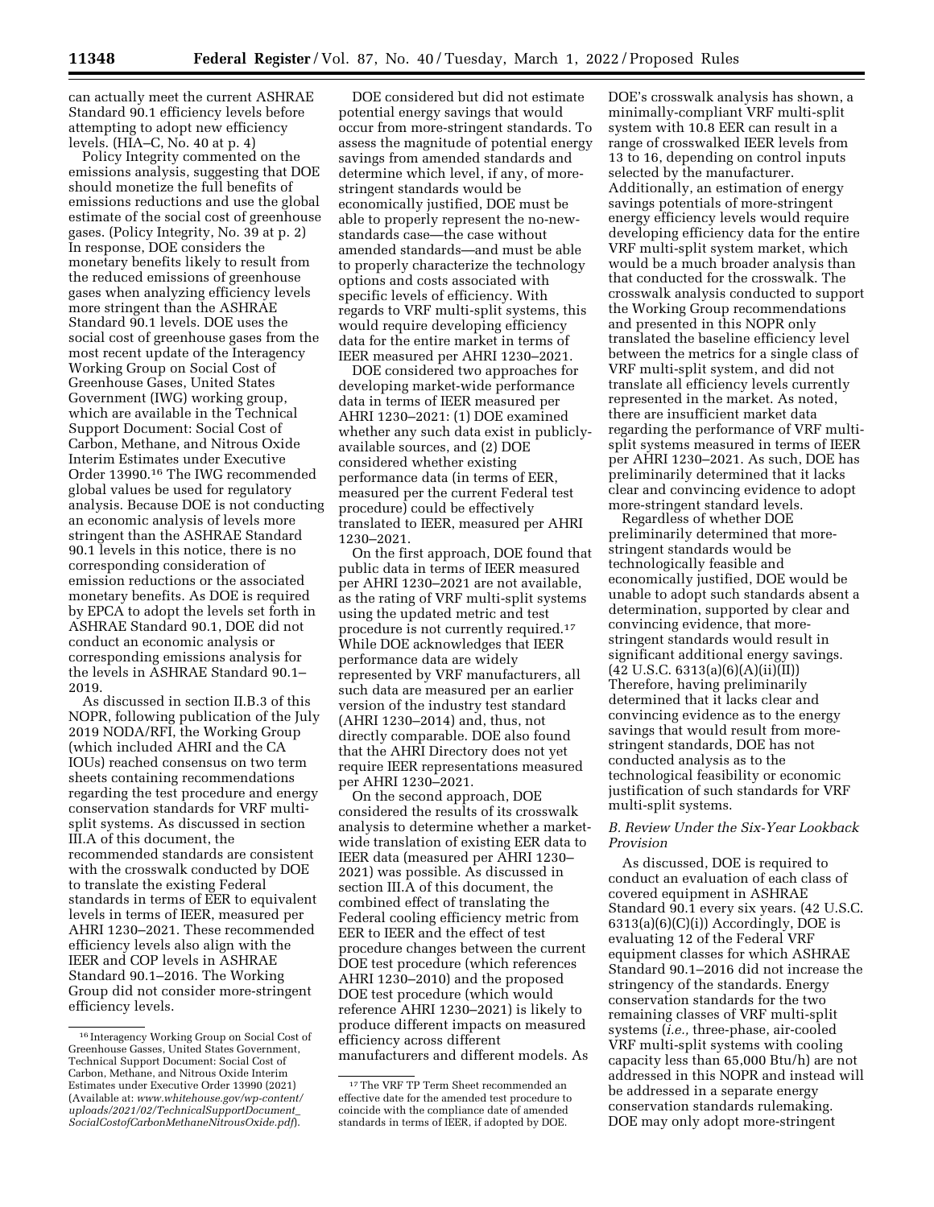can actually meet the current ASHRAE Standard 90.1 efficiency levels before attempting to adopt new efficiency levels. (HIA–C, No. 40 at p. 4)

Policy Integrity commented on the emissions analysis, suggesting that DOE should monetize the full benefits of emissions reductions and use the global estimate of the social cost of greenhouse gases. (Policy Integrity, No. 39 at p. 2) In response, DOE considers the monetary benefits likely to result from the reduced emissions of greenhouse gases when analyzing efficiency levels more stringent than the ASHRAE Standard 90.1 levels. DOE uses the social cost of greenhouse gases from the most recent update of the Interagency Working Group on Social Cost of Greenhouse Gases, United States Government (IWG) working group, which are available in the Technical Support Document: Social Cost of Carbon, Methane, and Nitrous Oxide Interim Estimates under Executive Order 13990.[16] The IWG recommended global values be used for regulatory analysis. Because DOE is not conducting an economic analysis of levels more stringent than the ASHRAE Standard 90.1 levels in this notice, there is no corresponding consideration of emission reductions or the associated monetary benefits. As DOE is required by EPCA to adopt the levels set forth in ASHRAE Standard 90.1, DOE did not conduct an economic analysis or corresponding emissions analysis for the levels in ASHRAE Standard 90.1–2019.

As discussed in section II.B.3 of this NOPR, following publication of the July 2019 NODA/RFI, the Working Group (which included AHRI and the CA IOUs) reached consensus on two term sheets containing recommendations regarding the test procedure and energy conservation standards for VRF multi-split systems. As discussed in section III.A of this document, the recommended standards are consistent with the crosswalk conducted by DOE to translate the existing Federal standards in terms of EER to equivalent levels in terms of IEER, measured per AHRI 1230–2021. These recommended efficiency levels also align with the IEER and COP levels in ASHRAE Standard 90.1–2016. The Working Group did not consider more-stringent efficiency levels.

DOE considered but did not estimate potential energy savings that would occur from more-stringent standards. To assess the magnitude of potential energy savings from amended standards and determine which level, if any, of more-stringent standards would be economically justified, DOE must be able to properly represent the no-new-standards case—the case without amended standards—and must be able to properly characterize the technology options and costs associated with specific levels of efficiency. With regards to VRF multi-split systems, this would require developing efficiency data for the entire market in terms of IEER measured per AHRI 1230–2021.

DOE considered two approaches for developing market-wide performance data in terms of IEER measured per AHRI 1230–2021: (1) DOE examined whether any such data exist in publicly-available sources, and (2) DOE considered whether existing performance data (in terms of EER, measured per the current Federal test procedure) could be effectively translated to IEER, measured per AHRI 1230–2021.

On the first approach, DOE found that public data in terms of IEER measured per AHRI 1230–2021 are not available, as the rating of VRF multi-split systems using the updated metric and test procedure is not currently required.[17] While DOE acknowledges that IEER performance data are widely represented by VRF manufacturers, all such data are measured per an earlier version of the industry test standard (AHRI 1230–2014) and, thus, not directly comparable. DOE also found that the AHRI Directory does not yet require IEER representations measured per AHRI 1230–2021.

On the second approach, DOE considered the results of its crosswalk analysis to determine whether a market-wide translation of existing EER data to IEER data (measured per AHRI 1230–2021) was possible. As discussed in section III.A of this document, the combined effect of translating the Federal cooling efficiency metric from EER to IEER and the effect of test procedure changes between the current DOE test procedure (which references AHRI 1230–2010) and the proposed DOE test procedure (which would reference AHRI 1230–2021) is likely to produce different impacts on measured efficiency across different manufacturers and different models. As DOE's crosswalk analysis has shown, a minimally-compliant VRF multi-split system with 10.8 EER can result in a range of crosswalked IEER levels from 13 to 16, depending on control inputs selected by the manufacturer. Additionally, an estimation of energy savings potentials of more-stringent energy efficiency levels would require developing efficiency data for the entire VRF multi-split system market, which would be a much broader analysis than that conducted for the crosswalk. The crosswalk analysis conducted to support the Working Group recommendations and presented in this NOPR only translated the baseline efficiency level between the metrics for a single class of VRF multi-split system, and did not translate all efficiency levels currently represented in the market. As noted, there are insufficient market data regarding the performance of VRF multi-split systems measured in terms of IEER per AHRI 1230–2021. As such, DOE has preliminarily determined that it lacks clear and convincing evidence to adopt more-stringent standard levels.

Regardless of whether DOE preliminarily determined that more-stringent standards would be technologically feasible and economically justified, DOE would be unable to adopt such standards absent a determination, supported by clear and convincing evidence, that more-stringent standards would result in significant additional energy savings. (42 U.S.C. 6313(a)(6)(A)(ii)(II)) Therefore, having preliminarily determined that it lacks clear and convincing evidence as to the energy savings that would result from more-stringent standards, DOE has not conducted analysis as to the technological feasibility or economic justification of such standards for VRF multi-split systems.

### B. Review Under the Six-Year Lookback Provision

As discussed, DOE is required to conduct an evaluation of each class of covered equipment in ASHRAE Standard 90.1 every six years. (42 U.S.C. 6313(a)(6)(C)(i)) Accordingly, DOE is evaluating 12 of the Federal VRF equipment classes for which ASHRAE Standard 90.1–2016 did not increase the stringency of the standards. Energy conservation standards for the two remaining classes of VRF multi-split systems (*i.e.,* three-phase, air-cooled VRF multi-split systems with cooling capacity less than 65,000 Btu/h) are not addressed in this NOPR and instead will be addressed in a separate energy conservation standards rulemaking. DOE may only adopt more-stringent

[16] Interagency Working Group on Social Cost of Greenhouse Gasses, United States Government, Technical Support Document: Social Cost of Carbon, Methane, and Nitrous Oxide Interim Estimates under Executive Order 13990 (2021) (Available at: *www.whitehouse.gov/wp-content/uploads/2021/02/TechnicalSupportDocument_SocialCostofCarbonMethaneNitrousOxide.pdf*).

[17] The VRF TP Term Sheet recommended an effective date for the amended test procedure to coincide with the compliance date of amended standards in terms of IEER, if adopted by DOE.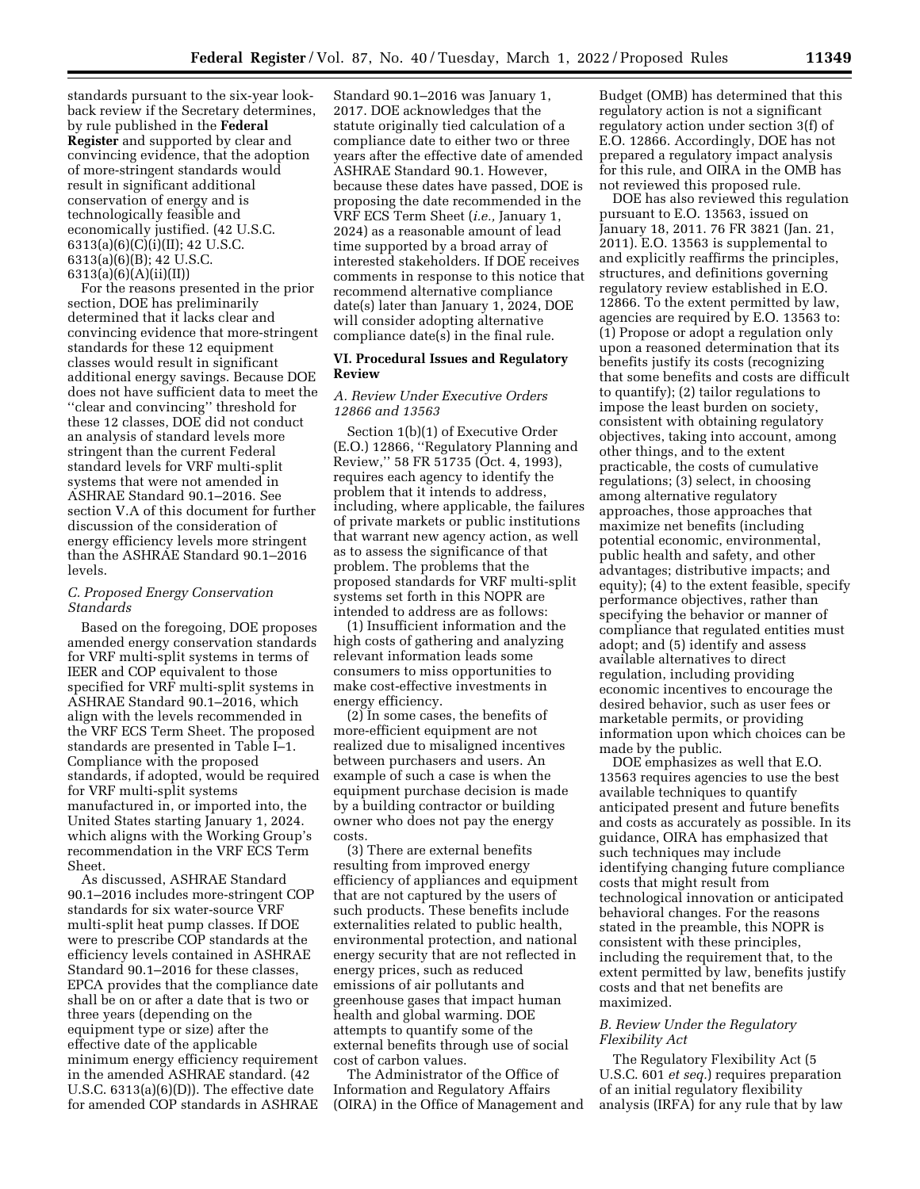standards pursuant to the six-year look-back review if the Secretary determines, by rule published in the **Federal Register** and supported by clear and convincing evidence, that the adoption of more-stringent standards would result in significant additional conservation of energy and is technologically feasible and economically justified. (42 U.S.C. 6313(a)(6)(C)(i)(II); 42 U.S.C. 6313(a)(6)(B); 42 U.S.C. 6313(a)(6)(A)(ii)(II))

For the reasons presented in the prior section, DOE has preliminarily determined that it lacks clear and convincing evidence that more-stringent standards for these 12 equipment classes would result in significant additional energy savings. Because DOE does not have sufficient data to meet the ''clear and convincing'' threshold for these 12 classes, DOE did not conduct an analysis of standard levels more stringent than the current Federal standard levels for VRF multi-split systems that were not amended in ASHRAE Standard 90.1–2016. See section V.A of this document for further discussion of the consideration of energy efficiency levels more stringent than the ASHRAE Standard 90.1–2016 levels.

### C. Proposed Energy Conservation Standards

Based on the foregoing, DOE proposes amended energy conservation standards for VRF multi-split systems in terms of IEER and COP equivalent to those specified for VRF multi-split systems in ASHRAE Standard 90.1–2016, which align with the levels recommended in the VRF ECS Term Sheet. The proposed standards are presented in Table I–1. Compliance with the proposed standards, if adopted, would be required for VRF multi-split systems manufactured in, or imported into, the United States starting January 1, 2024. which aligns with the Working Group's recommendation in the VRF ECS Term Sheet.

As discussed, ASHRAE Standard 90.1–2016 includes more-stringent COP standards for six water-source VRF multi-split heat pump classes. If DOE were to prescribe COP standards at the efficiency levels contained in ASHRAE Standard 90.1–2016 for these classes, EPCA provides that the compliance date shall be on or after a date that is two or three years (depending on the equipment type or size) after the effective date of the applicable minimum energy efficiency requirement in the amended ASHRAE standard. (42 U.S.C. 6313(a)(6)(D)). The effective date for amended COP standards in ASHRAE Standard 90.1–2016 was January 1, 2017. DOE acknowledges that the statute originally tied calculation of a compliance date to either two or three years after the effective date of amended ASHRAE Standard 90.1. However, because these dates have passed, DOE is proposing the date recommended in the VRF ECS Term Sheet (*i.e.,* January 1, 2024) as a reasonable amount of lead time supported by a broad array of interested stakeholders. If DOE receives comments in response to this notice that recommend alternative compliance date(s) later than January 1, 2024, DOE will consider adopting alternative compliance date(s) in the final rule.

## VI. Procedural Issues and Regulatory Review

### A. Review Under Executive Orders 12866 and 13563

Section 1(b)(1) of Executive Order (E.O.) 12866, ''Regulatory Planning and Review,'' 58 FR 51735 (Oct. 4, 1993), requires each agency to identify the problem that it intends to address, including, where applicable, the failures of private markets or public institutions that warrant new agency action, as well as to assess the significance of that problem. The problems that the proposed standards for VRF multi-split systems set forth in this NOPR are intended to address are as follows:

(1) Insufficient information and the high costs of gathering and analyzing relevant information leads some consumers to miss opportunities to make cost-effective investments in energy efficiency.

(2) In some cases, the benefits of more-efficient equipment are not realized due to misaligned incentives between purchasers and users. An example of such a case is when the equipment purchase decision is made by a building contractor or building owner who does not pay the energy costs.

(3) There are external benefits resulting from improved energy efficiency of appliances and equipment that are not captured by the users of such products. These benefits include externalities related to public health, environmental protection, and national energy security that are not reflected in energy prices, such as reduced emissions of air pollutants and greenhouse gases that impact human health and global warming. DOE attempts to quantify some of the external benefits through use of social cost of carbon values.

The Administrator of the Office of Information and Regulatory Affairs (OIRA) in the Office of Management and Budget (OMB) has determined that this regulatory action is not a significant regulatory action under section 3(f) of E.O. 12866. Accordingly, DOE has not prepared a regulatory impact analysis for this rule, and OIRA in the OMB has not reviewed this proposed rule.

DOE has also reviewed this regulation pursuant to E.O. 13563, issued on January 18, 2011. 76 FR 3821 (Jan. 21, 2011). E.O. 13563 is supplemental to and explicitly reaffirms the principles, structures, and definitions governing regulatory review established in E.O. 12866. To the extent permitted by law, agencies are required by E.O. 13563 to: (1) Propose or adopt a regulation only upon a reasoned determination that its benefits justify its costs (recognizing that some benefits and costs are difficult to quantify); (2) tailor regulations to impose the least burden on society, consistent with obtaining regulatory objectives, taking into account, among other things, and to the extent practicable, the costs of cumulative regulations; (3) select, in choosing among alternative regulatory approaches, those approaches that maximize net benefits (including potential economic, environmental, public health and safety, and other advantages; distributive impacts; and equity); (4) to the extent feasible, specify performance objectives, rather than specifying the behavior or manner of compliance that regulated entities must adopt; and (5) identify and assess available alternatives to direct regulation, including providing economic incentives to encourage the desired behavior, such as user fees or marketable permits, or providing information upon which choices can be made by the public.

DOE emphasizes as well that E.O. 13563 requires agencies to use the best available techniques to quantify anticipated present and future benefits and costs as accurately as possible. In its guidance, OIRA has emphasized that such techniques may include identifying changing future compliance costs that might result from technological innovation or anticipated behavioral changes. For the reasons stated in the preamble, this NOPR is consistent with these principles, including the requirement that, to the extent permitted by law, benefits justify costs and that net benefits are maximized.

### B. Review Under the Regulatory Flexibility Act

The Regulatory Flexibility Act (5 U.S.C. 601 *et seq.*) requires preparation of an initial regulatory flexibility analysis (IRFA) for any rule that by law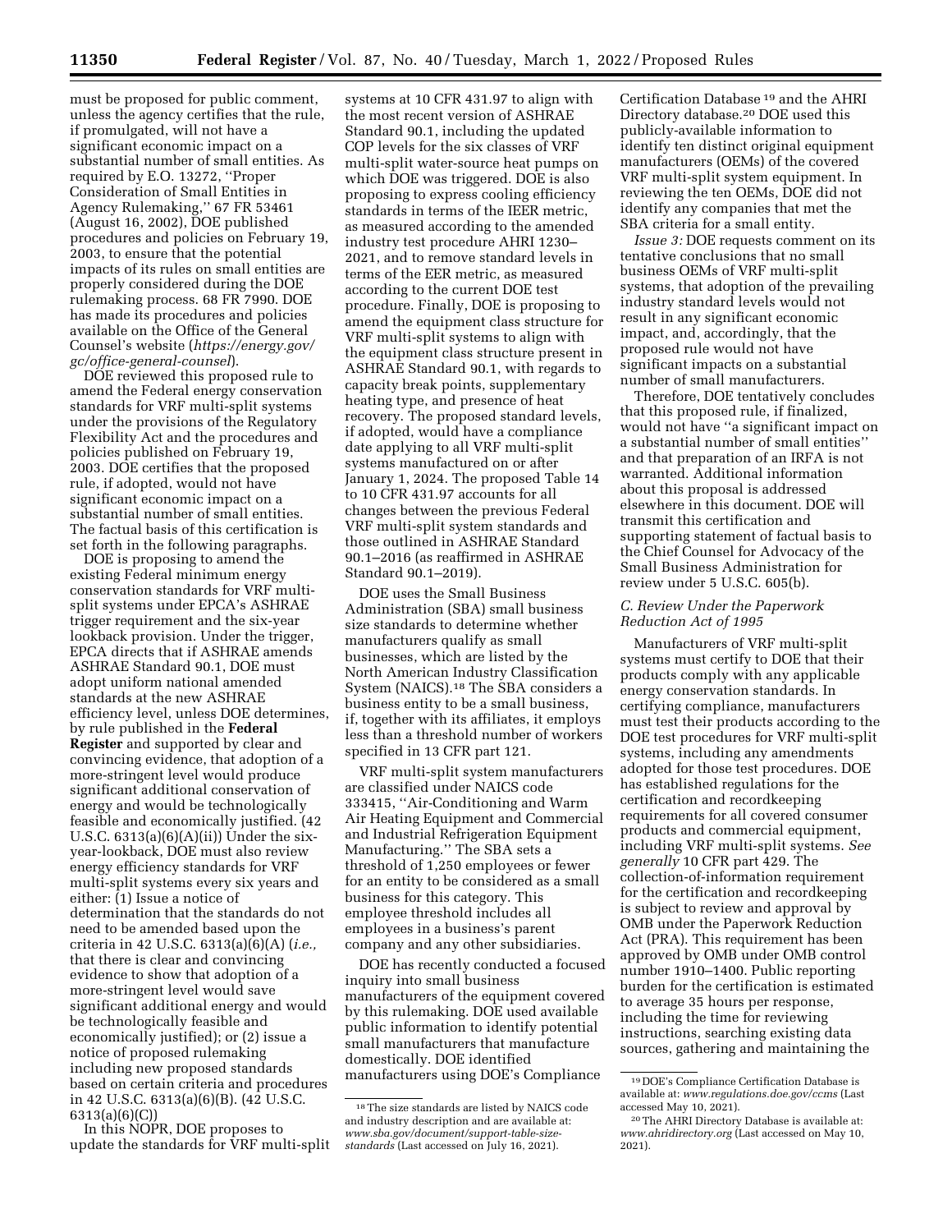must be proposed for public comment, unless the agency certifies that the rule, if promulgated, will not have a significant economic impact on a substantial number of small entities. As required by E.O. 13272, "Proper Consideration of Small Entities in Agency Rulemaking," 67 FR 53461 (August 16, 2002), DOE published procedures and policies on February 19, 2003, to ensure that the potential impacts of its rules on small entities are properly considered during the DOE rulemaking process. 68 FR 7990. DOE has made its procedures and policies available on the Office of the General Counsel's website (*https://energy.gov/gc/office-general-counsel*).

DOE reviewed this proposed rule to amend the Federal energy conservation standards for VRF multi-split systems under the provisions of the Regulatory Flexibility Act and the procedures and policies published on February 19, 2003. DOE certifies that the proposed rule, if adopted, would not have significant economic impact on a substantial number of small entities. The factual basis of this certification is set forth in the following paragraphs.

DOE is proposing to amend the existing Federal minimum energy conservation standards for VRF multi-split systems under EPCA's ASHRAE trigger requirement and the six-year lookback provision. Under the trigger, EPCA directs that if ASHRAE amends ASHRAE Standard 90.1, DOE must adopt uniform national amended standards at the new ASHRAE efficiency level, unless DOE determines, by rule published in the **Federal Register** and supported by clear and convincing evidence, that adoption of a more-stringent level would produce significant additional conservation of energy and would be technologically feasible and economically justified. (42 U.S.C. 6313(a)(6)(A)(ii)) Under the six-year-lookback, DOE must also review energy efficiency standards for VRF multi-split systems every six years and either: (1) Issue a notice of determination that the standards do not need to be amended based upon the criteria in 42 U.S.C. 6313(a)(6)(A) (*i.e.,* that there is clear and convincing evidence to show that adoption of a more-stringent level would save significant additional energy and would be technologically feasible and economically justified); or (2) issue a notice of proposed rulemaking including new proposed standards based on certain criteria and procedures in 42 U.S.C. 6313(a)(6)(B). (42 U.S.C. 6313(a)(6)(C))

In this NOPR, DOE proposes to update the standards for VRF multi-split systems at 10 CFR 431.97 to align with the most recent version of ASHRAE Standard 90.1, including the updated COP levels for the six classes of VRF multi-split water-source heat pumps on which DOE was triggered. DOE is also proposing to express cooling efficiency standards in terms of the IEER metric, as measured according to the amended industry test procedure AHRI 1230–2021, and to remove standard levels in terms of the EER metric, as measured according to the current DOE test procedure. Finally, DOE is proposing to amend the equipment class structure for VRF multi-split systems to align with the equipment class structure present in ASHRAE Standard 90.1, with regards to capacity break points, supplementary heating type, and presence of heat recovery. The proposed standard levels, if adopted, would have a compliance date applying to all VRF multi-split systems manufactured on or after January 1, 2024. The proposed Table 14 to 10 CFR 431.97 accounts for all changes between the previous Federal VRF multi-split system standards and those outlined in ASHRAE Standard 90.1–2016 (as reaffirmed in ASHRAE Standard 90.1–2019).

DOE uses the Small Business Administration (SBA) small business size standards to determine whether manufacturers qualify as small businesses, which are listed by the North American Industry Classification System (NAICS).[18] The SBA considers a business entity to be a small business, if, together with its affiliates, it employs less than a threshold number of workers specified in 13 CFR part 121.

VRF multi-split system manufacturers are classified under NAICS code 333415, "Air-Conditioning and Warm Air Heating Equipment and Commercial and Industrial Refrigeration Equipment Manufacturing." The SBA sets a threshold of 1,250 employees or fewer for an entity to be considered as a small business for this category. This employee threshold includes all employees in a business's parent company and any other subsidiaries.

DOE has recently conducted a focused inquiry into small business manufacturers of the equipment covered by this rulemaking. DOE used available public information to identify potential small manufacturers that manufacture domestically. DOE identified manufacturers using DOE's Compliance Certification Database[19] and the AHRI Directory database.[20] DOE used this publicly-available information to identify ten distinct original equipment manufacturers (OEMs) of the covered VRF multi-split system equipment. In reviewing the ten OEMs, DOE did not identify any companies that met the SBA criteria for a small entity.

*Issue 3:* DOE requests comment on its tentative conclusions that no small business OEMs of VRF multi-split systems, that adoption of the prevailing industry standard levels would not result in any significant economic impact, and, accordingly, that the proposed rule would not have significant impacts on a substantial number of small manufacturers.

Therefore, DOE tentatively concludes that this proposed rule, if finalized, would not have "a significant impact on a substantial number of small entities" and that preparation of an IRFA is not warranted. Additional information about this proposal is addressed elsewhere in this document. DOE will transmit this certification and supporting statement of factual basis to the Chief Counsel for Advocacy of the Small Business Administration for review under 5 U.S.C. 605(b).

### *C. Review Under the Paperwork Reduction Act of 1995*

Manufacturers of VRF multi-split systems must certify to DOE that their products comply with any applicable energy conservation standards. In certifying compliance, manufacturers must test their products according to the DOE test procedures for VRF multi-split systems, including any amendments adopted for those test procedures. DOE has established regulations for the certification and recordkeeping requirements for all covered consumer products and commercial equipment, including VRF multi-split systems. *See generally* 10 CFR part 429. The collection-of-information requirement for the certification and recordkeeping is subject to review and approval by OMB under the Paperwork Reduction Act (PRA). This requirement has been approved by OMB under OMB control number 1910–1400. Public reporting burden for the certification is estimated to average 35 hours per response, including the time for reviewing instructions, searching existing data sources, gathering and maintaining the

---

[18] The size standards are listed by NAICS code and industry description and are available at: *www.sba.gov/document/support-table-size-standards* (Last accessed on July 16, 2021).

[19] DOE's Compliance Certification Database is available at: *www.regulations.doe.gov/ccms* (Last accessed May 10, 2021).

[20] The AHRI Directory Database is available at: *www.ahridirectory.org* (Last accessed on May 10, 2021).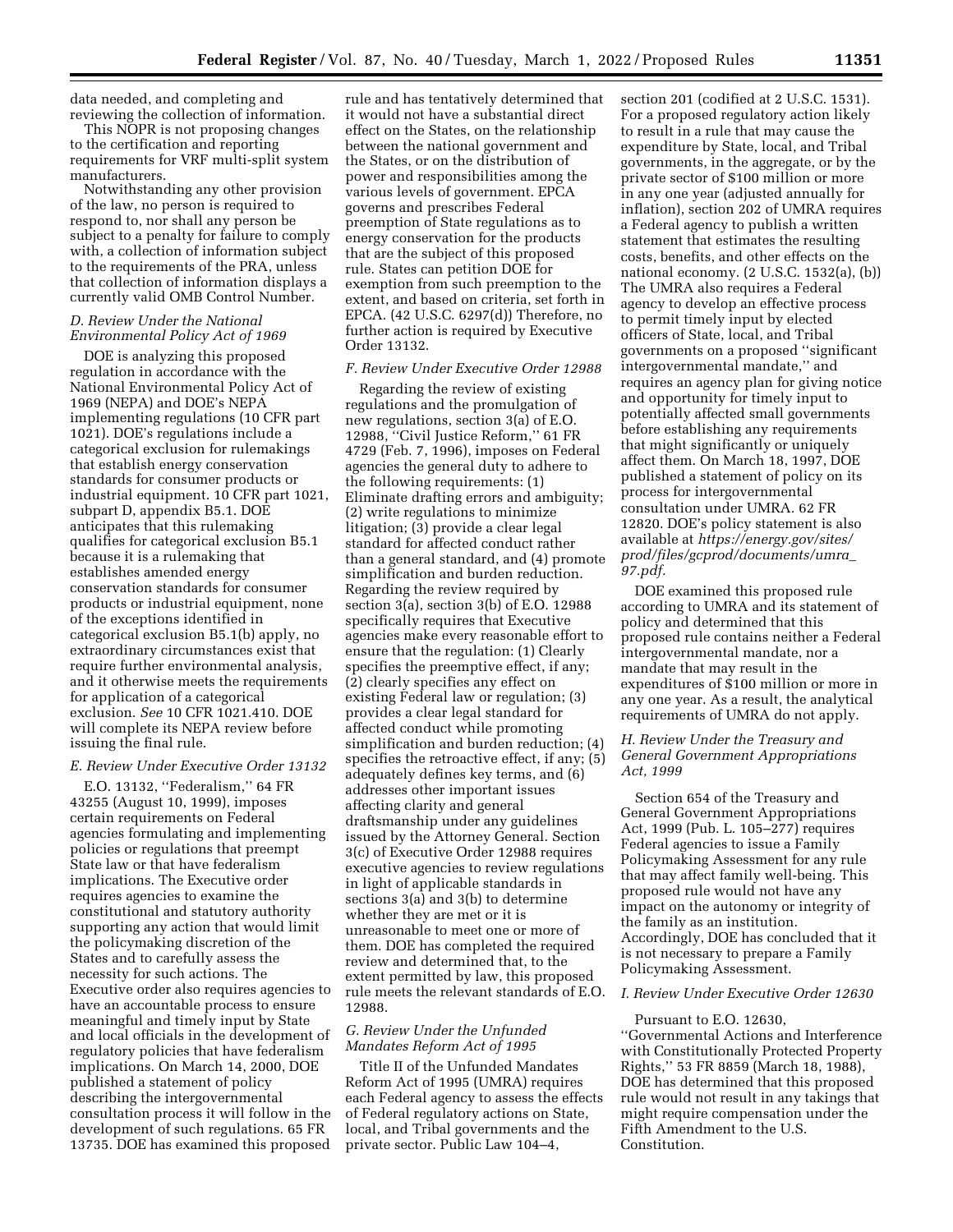data needed, and completing and reviewing the collection of information.

This NOPR is not proposing changes to the certification and reporting requirements for VRF multi-split system manufacturers.

Notwithstanding any other provision of the law, no person is required to respond to, nor shall any person be subject to a penalty for failure to comply with, a collection of information subject to the requirements of the PRA, unless that collection of information displays a currently valid OMB Control Number.

### D. Review Under the National Environmental Policy Act of 1969

DOE is analyzing this proposed regulation in accordance with the National Environmental Policy Act of 1969 (NEPA) and DOE's NEPA implementing regulations (10 CFR part 1021). DOE's regulations include a categorical exclusion for rulemakings that establish energy conservation standards for consumer products or industrial equipment. 10 CFR part 1021, subpart D, appendix B5.1. DOE anticipates that this rulemaking qualifies for categorical exclusion B5.1 because it is a rulemaking that establishes amended energy conservation standards for consumer products or industrial equipment, none of the exceptions identified in categorical exclusion B5.1(b) apply, no extraordinary circumstances exist that require further environmental analysis, and it otherwise meets the requirements for application of a categorical exclusion. *See* 10 CFR 1021.410. DOE will complete its NEPA review before issuing the final rule.

### E. Review Under Executive Order 13132

E.O. 13132, ''Federalism,'' 64 FR 43255 (August 10, 1999), imposes certain requirements on Federal agencies formulating and implementing policies or regulations that preempt State law or that have federalism implications. The Executive order requires agencies to examine the constitutional and statutory authority supporting any action that would limit the policymaking discretion of the States and to carefully assess the necessity for such actions. The Executive order also requires agencies to have an accountable process to ensure meaningful and timely input by State and local officials in the development of regulatory policies that have federalism implications. On March 14, 2000, DOE published a statement of policy describing the intergovernmental consultation process it will follow in the development of such regulations. 65 FR 13735. DOE has examined this proposed rule and has tentatively determined that it would not have a substantial direct effect on the States, on the relationship between the national government and the States, or on the distribution of power and responsibilities among the various levels of government. EPCA governs and prescribes Federal preemption of State regulations as to energy conservation for the products that are the subject of this proposed rule. States can petition DOE for exemption from such preemption to the extent, and based on criteria, set forth in EPCA. (42 U.S.C. 6297(d)) Therefore, no further action is required by Executive Order 13132.

### F. Review Under Executive Order 12988

Regarding the review of existing regulations and the promulgation of new regulations, section 3(a) of E.O. 12988, ''Civil Justice Reform,'' 61 FR 4729 (Feb. 7, 1996), imposes on Federal agencies the general duty to adhere to the following requirements: (1) Eliminate drafting errors and ambiguity; (2) write regulations to minimize litigation; (3) provide a clear legal standard for affected conduct rather than a general standard, and (4) promote simplification and burden reduction. Regarding the review required by section 3(a), section 3(b) of E.O. 12988 specifically requires that Executive agencies make every reasonable effort to ensure that the regulation: (1) Clearly specifies the preemptive effect, if any; (2) clearly specifies any effect on existing Federal law or regulation; (3) provides a clear legal standard for affected conduct while promoting simplification and burden reduction; (4) specifies the retroactive effect, if any; (5) adequately defines key terms, and (6) addresses other important issues affecting clarity and general draftsmanship under any guidelines issued by the Attorney General. Section 3(c) of Executive Order 12988 requires executive agencies to review regulations in light of applicable standards in sections 3(a) and 3(b) to determine whether they are met or it is unreasonable to meet one or more of them. DOE has completed the required review and determined that, to the extent permitted by law, this proposed rule meets the relevant standards of E.O. 12988.

### G. Review Under the Unfunded Mandates Reform Act of 1995

Title II of the Unfunded Mandates Reform Act of 1995 (UMRA) requires each Federal agency to assess the effects of Federal regulatory actions on State, local, and Tribal governments and the private sector. Public Law 104–4, section 201 (codified at 2 U.S.C. 1531). For a proposed regulatory action likely to result in a rule that may cause the expenditure by State, local, and Tribal governments, in the aggregate, or by the private sector of $100 million or more in any one year (adjusted annually for inflation), section 202 of UMRA requires a Federal agency to publish a written statement that estimates the resulting costs, benefits, and other effects on the national economy. (2 U.S.C. 1532(a), (b)) The UMRA also requires a Federal agency to develop an effective process to permit timely input by elected officers of State, local, and Tribal governments on a proposed ''significant intergovernmental mandate,'' and requires an agency plan for giving notice and opportunity for timely input to potentially affected small governments before establishing any requirements that might significantly or uniquely affect them. On March 18, 1997, DOE published a statement of policy on its process for intergovernmental consultation under UMRA. 62 FR 12820. DOE's policy statement is also available at *https://energy.gov/sites/prod/files/gcprod/documents/umra_97.pdf.*

DOE examined this proposed rule according to UMRA and its statement of policy and determined that this proposed rule contains neither a Federal intergovernmental mandate, nor a mandate that may result in the expenditures of $100 million or more in any one year. As a result, the analytical requirements of UMRA do not apply.

### H. Review Under the Treasury and General Government Appropriations Act, 1999

Section 654 of the Treasury and General Government Appropriations Act, 1999 (Pub. L. 105–277) requires Federal agencies to issue a Family Policymaking Assessment for any rule that may affect family well-being. This proposed rule would not have any impact on the autonomy or integrity of the family as an institution. Accordingly, DOE has concluded that it is not necessary to prepare a Family Policymaking Assessment.

### I. Review Under Executive Order 12630

Pursuant to E.O. 12630, ''Governmental Actions and Interference with Constitutionally Protected Property Rights,'' 53 FR 8859 (March 18, 1988), DOE has determined that this proposed rule would not result in any takings that might require compensation under the Fifth Amendment to the U.S. Constitution.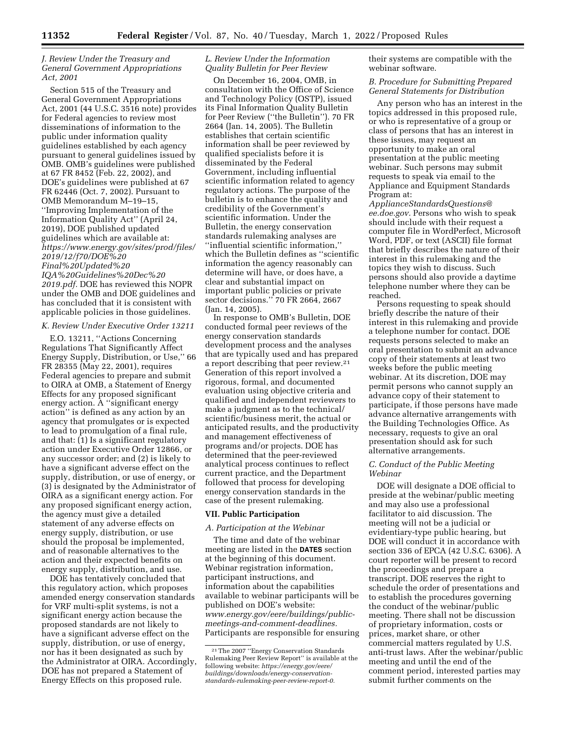### J. Review Under the Treasury and General Government Appropriations Act, 2001

Section 515 of the Treasury and General Government Appropriations Act, 2001 (44 U.S.C. 3516 note) provides for Federal agencies to review most disseminations of information to the public under information quality guidelines established by each agency pursuant to general guidelines issued by OMB. OMB's guidelines were published at 67 FR 8452 (Feb. 22, 2002), and DOE's guidelines were published at 67 FR 62446 (Oct. 7, 2002). Pursuant to OMB Memorandum M–19–15, ''Improving Implementation of the Information Quality Act'' (April 24, 2019), DOE published updated guidelines which are available at: *https://www.energy.gov/sites/prod/files/2019/12/f70/DOE%20Final%20Updated%20IQA%20Guidelines%20Dec%202019.pdf.* DOE has reviewed this NOPR under the OMB and DOE guidelines and has concluded that it is consistent with applicable policies in those guidelines.

### K. Review Under Executive Order 13211

E.O. 13211, ''Actions Concerning Regulations That Significantly Affect Energy Supply, Distribution, or Use,'' 66 FR 28355 (May 22, 2001), requires Federal agencies to prepare and submit to OIRA at OMB, a Statement of Energy Effects for any proposed significant energy action. A ''significant energy action'' is defined as any action by an agency that promulgates or is expected to lead to promulgation of a final rule, and that: (1) Is a significant regulatory action under Executive Order 12866, or any successor order; and (2) is likely to have a significant adverse effect on the supply, distribution, or use of energy, or (3) is designated by the Administrator of OIRA as a significant energy action. For any proposed significant energy action, the agency must give a detailed statement of any adverse effects on energy supply, distribution, or use should the proposal be implemented, and of reasonable alternatives to the action and their expected benefits on energy supply, distribution, and use.

DOE has tentatively concluded that this regulatory action, which proposes amended energy conservation standards for VRF multi-split systems, is not a significant energy action because the proposed standards are not likely to have a significant adverse effect on the supply, distribution, or use of energy, nor has it been designated as such by the Administrator at OIRA. Accordingly, DOE has not prepared a Statement of Energy Effects on this proposed rule.

### L. Review Under the Information Quality Bulletin for Peer Review

On December 16, 2004, OMB, in consultation with the Office of Science and Technology Policy (OSTP), issued its Final Information Quality Bulletin for Peer Review (''the Bulletin''). 70 FR 2664 (Jan. 14, 2005). The Bulletin establishes that certain scientific information shall be peer reviewed by qualified specialists before it is disseminated by the Federal Government, including influential scientific information related to agency regulatory actions. The purpose of the bulletin is to enhance the quality and credibility of the Government's scientific information. Under the Bulletin, the energy conservation standards rulemaking analyses are ''influential scientific information,'' which the Bulletin defines as ''scientific information the agency reasonably can determine will have, or does have, a clear and substantial impact on important public policies or private sector decisions.'' 70 FR 2664, 2667 (Jan. 14, 2005).

In response to OMB's Bulletin, DOE conducted formal peer reviews of the energy conservation standards development process and the analyses that are typically used and has prepared a report describing that peer review.[21] Generation of this report involved a rigorous, formal, and documented evaluation using objective criteria and qualified and independent reviewers to make a judgment as to the technical/scientific/business merit, the actual or anticipated results, and the productivity and management effectiveness of programs and/or projects. DOE has determined that the peer-reviewed analytical process continues to reflect current practice, and the Department followed that process for developing energy conservation standards in the case of the present rulemaking.

## VII. Public Participation

### A. Participation at the Webinar

The time and date of the webinar meeting are listed in the **DATES** section at the beginning of this document. Webinar registration information, participant instructions, and information about the capabilities available to webinar participants will be published on DOE's website: *www.energy.gov/eere/buildings/public-meetings-and-comment-deadlines.* Participants are responsible for ensuring their systems are compatible with the webinar software.

### B. Procedure for Submitting Prepared General Statements for Distribution

Any person who has an interest in the topics addressed in this proposed rule, or who is representative of a group or class of persons that has an interest in these issues, may request an opportunity to make an oral presentation at the public meeting webinar. Such persons may submit requests to speak via email to the Appliance and Equipment Standards Program at: *ApplianceStandardsQuestions@ee.doe.gov.* Persons who wish to speak should include with their request a computer file in WordPerfect, Microsoft Word, PDF, or text (ASCII) file format that briefly describes the nature of their interest in this rulemaking and the topics they wish to discuss. Such persons should also provide a daytime telephone number where they can be reached.

Persons requesting to speak should briefly describe the nature of their interest in this rulemaking and provide a telephone number for contact. DOE requests persons selected to make an oral presentation to submit an advance copy of their statements at least two weeks before the public meeting webinar. At its discretion, DOE may permit persons who cannot supply an advance copy of their statement to participate, if those persons have made advance alternative arrangements with the Building Technologies Office. As necessary, requests to give an oral presentation should ask for such alternative arrangements.

### C. Conduct of the Public Meeting Webinar

DOE will designate a DOE official to preside at the webinar/public meeting and may also use a professional facilitator to aid discussion. The meeting will not be a judicial or evidentiary-type public hearing, but DOE will conduct it in accordance with section 336 of EPCA (42 U.S.C. 6306). A court reporter will be present to record the proceedings and prepare a transcript. DOE reserves the right to schedule the order of presentations and to establish the procedures governing the conduct of the webinar/public meeting. There shall not be discussion of proprietary information, costs or prices, market share, or other commercial matters regulated by U.S. anti-trust laws. After the webinar/public meeting and until the end of the comment period, interested parties may submit further comments on the

---

[21] The 2007 ''Energy Conservation Standards Rulemaking Peer Review Report'' is available at the following website: *https://energy.gov/eere/buildings/downloads/energy-conservation-standards-rulemaking-peer-review-report-0.*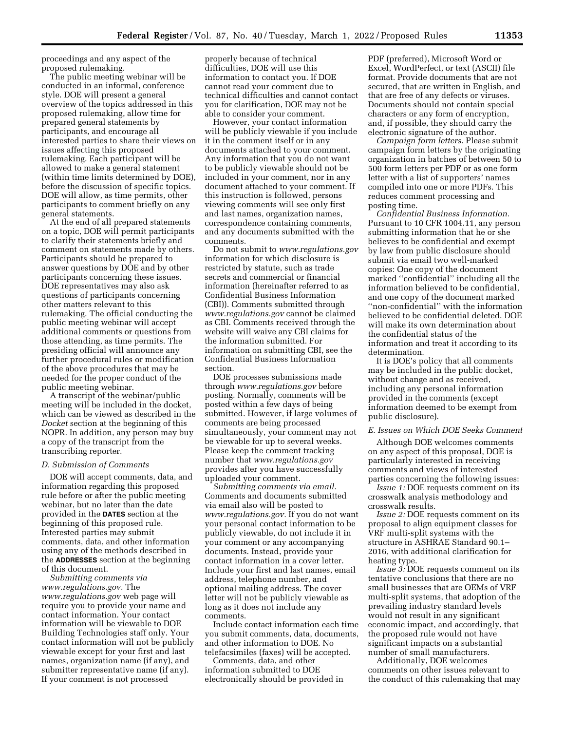proceedings and any aspect of the proposed rulemaking.

The public meeting webinar will be conducted in an informal, conference style. DOE will present a general overview of the topics addressed in this proposed rulemaking, allow time for prepared general statements by participants, and encourage all interested parties to share their views on issues affecting this proposed rulemaking. Each participant will be allowed to make a general statement (within time limits determined by DOE), before the discussion of specific topics. DOE will allow, as time permits, other participants to comment briefly on any general statements.

At the end of all prepared statements on a topic, DOE will permit participants to clarify their statements briefly and comment on statements made by others. Participants should be prepared to answer questions by DOE and by other participants concerning these issues. DOE representatives may also ask questions of participants concerning other matters relevant to this rulemaking. The official conducting the public meeting webinar will accept additional comments or questions from those attending, as time permits. The presiding official will announce any further procedural rules or modification of the above procedures that may be needed for the proper conduct of the public meeting webinar.

A transcript of the webinar/public meeting will be included in the docket, which can be viewed as described in the *Docket* section at the beginning of this NOPR. In addition, any person may buy a copy of the transcript from the transcribing reporter.

### D. Submission of Comments

DOE will accept comments, data, and information regarding this proposed rule before or after the public meeting webinar, but no later than the date provided in the **DATES** section at the beginning of this proposed rule. Interested parties may submit comments, data, and other information using any of the methods described in the **ADDRESSES** section at the beginning of this document.

*Submitting comments via www.regulations.gov.* The *www.regulations.gov* web page will require you to provide your name and contact information. Your contact information will be viewable to DOE Building Technologies staff only. Your contact information will not be publicly viewable except for your first and last names, organization name (if any), and submitter representative name (if any). If your comment is not processed properly because of technical difficulties, DOE will use this information to contact you. If DOE cannot read your comment due to technical difficulties and cannot contact you for clarification, DOE may not be able to consider your comment.

However, your contact information will be publicly viewable if you include it in the comment itself or in any documents attached to your comment. Any information that you do not want to be publicly viewable should not be included in your comment, nor in any document attached to your comment. If this instruction is followed, persons viewing comments will see only first and last names, organization names, correspondence containing comments, and any documents submitted with the comments.

Do not submit to *www.regulations.gov* information for which disclosure is restricted by statute, such as trade secrets and commercial or financial information (hereinafter referred to as Confidential Business Information (CBI)). Comments submitted through *www.regulations.gov* cannot be claimed as CBI. Comments received through the website will waive any CBI claims for the information submitted. For information on submitting CBI, see the Confidential Business Information section.

DOE processes submissions made through *www.regulations.gov* before posting. Normally, comments will be posted within a few days of being submitted. However, if large volumes of comments are being processed simultaneously, your comment may not be viewable for up to several weeks. Please keep the comment tracking number that *www.regulations.gov* provides after you have successfully uploaded your comment.

*Submitting comments via email.* Comments and documents submitted via email also will be posted to *www.regulations.gov.* If you do not want your personal contact information to be publicly viewable, do not include it in your comment or any accompanying documents. Instead, provide your contact information in a cover letter. Include your first and last names, email address, telephone number, and optional mailing address. The cover letter will not be publicly viewable as long as it does not include any comments.

Include contact information each time you submit comments, data, documents, and other information to DOE. No telefacsimiles (faxes) will be accepted.

Comments, data, and other information submitted to DOE electronically should be provided in PDF (preferred), Microsoft Word or Excel, WordPerfect, or text (ASCII) file format. Provide documents that are not secured, that are written in English, and that are free of any defects or viruses. Documents should not contain special characters or any form of encryption, and, if possible, they should carry the electronic signature of the author.

*Campaign form letters.* Please submit campaign form letters by the originating organization in batches of between 50 to 500 form letters per PDF or as one form letter with a list of supporters' names compiled into one or more PDFs. This reduces comment processing and posting time.

*Confidential Business Information.* Pursuant to 10 CFR 1004.11, any person submitting information that he or she believes to be confidential and exempt by law from public disclosure should submit via email two well-marked copies: One copy of the document marked "confidential" including all the information believed to be confidential, and one copy of the document marked "non-confidential" with the information believed to be confidential deleted. DOE will make its own determination about the confidential status of the information and treat it according to its determination.

It is DOE's policy that all comments may be included in the public docket, without change and as received, including any personal information provided in the comments (except information deemed to be exempt from public disclosure).

### E. Issues on Which DOE Seeks Comment

Although DOE welcomes comments on any aspect of this proposal, DOE is particularly interested in receiving comments and views of interested parties concerning the following issues:

*Issue 1:* DOE requests comment on its crosswalk analysis methodology and crosswalk results.

*Issue 2:* DOE requests comment on its proposal to align equipment classes for VRF multi-split systems with the structure in ASHRAE Standard 90.1–2016, with additional clarification for heating type.

*Issue 3:* DOE requests comment on its tentative conclusions that there are no small businesses that are OEMs of VRF multi-split systems, that adoption of the prevailing industry standard levels would not result in any significant economic impact, and accordingly, that the proposed rule would not have significant impacts on a substantial number of small manufacturers.

Additionally, DOE welcomes comments on other issues relevant to the conduct of this rulemaking that may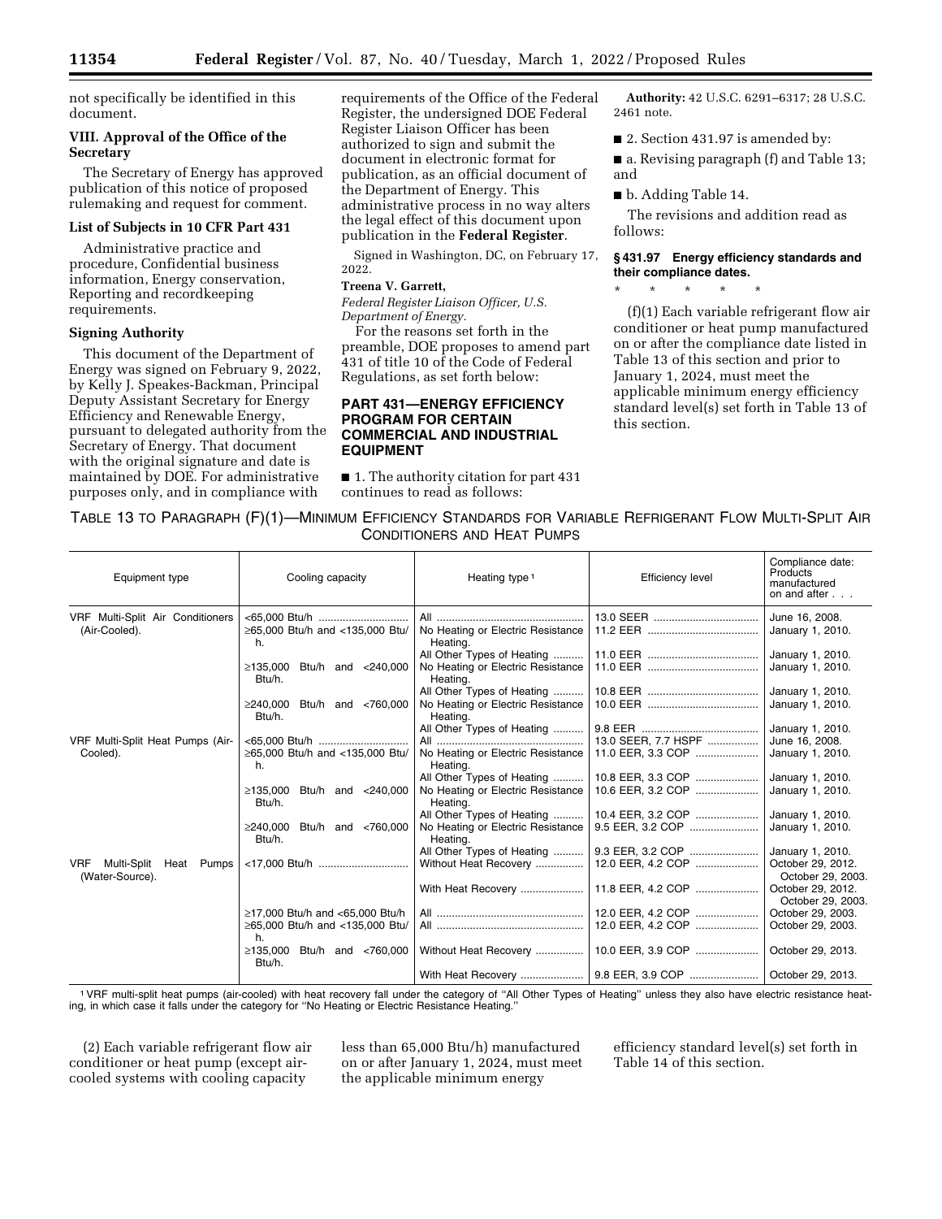not specifically be identified in this document.

### VIII. Approval of the Office of the Secretary

The Secretary of Energy has approved publication of this notice of proposed rulemaking and request for comment.

### List of Subjects in 10 CFR Part 431

Administrative practice and procedure, Confidential business information, Energy conservation, Reporting and recordkeeping requirements.

### Signing Authority

This document of the Department of Energy was signed on February 9, 2022, by Kelly J. Speakes-Backman, Principal Deputy Assistant Secretary for Energy Efficiency and Renewable Energy, pursuant to delegated authority from the Secretary of Energy. That document with the original signature and date is maintained by DOE. For administrative purposes only, and in compliance with requirements of the Office of the Federal Register, the undersigned DOE Federal Register Liaison Officer has been authorized to sign and submit the document in electronic format for publication, as an official document of the Department of Energy. This administrative process in no way alters the legal effect of this document upon publication in the **Federal Register**.

Signed in Washington, DC, on February 17, 2022.

**Treena V. Garrett,**

*Federal Register Liaison Officer, U.S. Department of Energy.*

For the reasons set forth in the preamble, DOE proposes to amend part 431 of title 10 of the Code of Federal Regulations, as set forth below:

## PART 431—ENERGY EFFICIENCY PROGRAM FOR CERTAIN COMMERCIAL AND INDUSTRIAL EQUIPMENT

■ 1. The authority citation for part 431 continues to read as follows:

**Authority:** 42 U.S.C. 6291–6317; 28 U.S.C. 2461 note.

■ 2. Section 431.97 is amended by:

■ a. Revising paragraph (f) and Table 13; and

■ b. Adding Table 14.

The revisions and addition read as follows:

### § 431.97 Energy efficiency standards and their compliance dates.

\* \* \* \* \*

(f)(1) Each variable refrigerant flow air conditioner or heat pump manufactured on or after the compliance date listed in Table 13 of this section and prior to January 1, 2024, must meet the applicable minimum energy efficiency standard level(s) set forth in Table 13 of this section.

TABLE 13 TO PARAGRAPH (F)(1)—MINIMUM EFFICIENCY STANDARDS FOR VARIABLE REFRIGERANT FLOW MULTI-SPLIT AIR CONDITIONERS AND HEAT PUMPS

| Equipment type | Cooling capacity | Heating type [1] | Efficiency level | Compliance date: Products manufactured on and after . . . |
|---|---|---|---|---|
| VRF Multi-Split Air Conditioners (Air-Cooled). | <65,000 Btu/h | All | 13.0 SEER | June 16, 2008. |
| | ≥65,000 Btu/h and <135,000 Btu/h. | No Heating or Electric Resistance Heating. | 11.2 EER | January 1, 2010. |
| | | All Other Types of Heating | 11.0 EER | January 1, 2010. |
| | ≥135,000 Btu/h and <240,000 Btu/h. | No Heating or Electric Resistance Heating. | 11.0 EER | January 1, 2010. |
| | | All Other Types of Heating | 10.8 EER | January 1, 2010. |
| | ≥240,000 Btu/h and <760,000 Btu/h. | No Heating or Electric Resistance Heating. | 10.0 EER | January 1, 2010. |
| | | All Other Types of Heating | 9.8 EER | January 1, 2010. |
| VRF Multi-Split Heat Pumps (Air-Cooled). | <65,000 Btu/h | All | 13.0 SEER, 7.7 HSPF | June 16, 2008. |
| | ≥65,000 Btu/h and <135,000 Btu/h. | No Heating or Electric Resistance Heating. | 11.0 EER, 3.3 COP | January 1, 2010. |
| | | All Other Types of Heating | 10.8 EER, 3.3 COP | January 1, 2010. |
| | ≥135,000 Btu/h and <240,000 Btu/h. | No Heating or Electric Resistance Heating. | 10.6 EER, 3.2 COP | January 1, 2010. |
| | | All Other Types of Heating | 10.4 EER, 3.2 COP | January 1, 2010. |
| | ≥240,000 Btu/h and <760,000 Btu/h. | No Heating or Electric Resistance Heating. | 9.5 EER, 3.2 COP | January 1, 2010. |
| | | All Other Types of Heating | 9.3 EER, 3.2 COP | January 1, 2010. |
| VRF Multi-Split Heat Pumps (Water-Source). | <17,000 Btu/h | Without Heat Recovery | 12.0 EER, 4.2 COP | October 29, 2012. October 29, 2003. |
| | | With Heat Recovery | 11.8 EER, 4.2 COP | October 29, 2012. October 29, 2003. |
| | ≥17,000 Btu/h and <65,000 Btu/h | All | 12.0 EER, 4.2 COP | October 29, 2003. |
| | ≥65,000 Btu/h and <135,000 Btu/h. | All | 12.0 EER, 4.2 COP | October 29, 2003. |
| | ≥135,000 Btu/h and <760,000 Btu/h. | Without Heat Recovery | 10.0 EER, 3.9 COP | October 29, 2013. |
| | | With Heat Recovery | 9.8 EER, 3.9 COP | October 29, 2013. |

[1] VRF multi-split heat pumps (air-cooled) with heat recovery fall under the category of "All Other Types of Heating" unless they also have electric resistance heating, in which case it falls under the category for "No Heating or Electric Resistance Heating."

(2) Each variable refrigerant flow air conditioner or heat pump (except air-cooled systems with cooling capacity less than 65,000 Btu/h) manufactured on or after January 1, 2024, must meet the applicable minimum energy efficiency standard level(s) set forth in Table 14 of this section.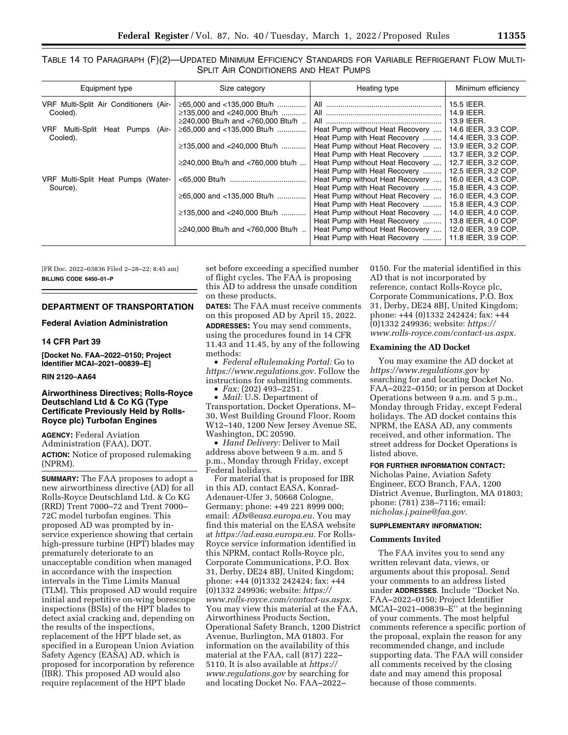TABLE 14 TO PARAGRAPH (F)(2)—UPDATED MINIMUM EFFICIENCY STANDARDS FOR VARIABLE REFRIGERANT FLOW MULTI-SPLIT AIR CONDITIONERS AND HEAT PUMPS

| Equipment type | Size category | Heating type | Minimum efficiency |
| --- | --- | --- | --- |
| VRF Multi-Split Air Conditioners (Air-Cooled). | ≥65,000 and <135,000 Btu/h | All | 15.5 IEER. |
| | ≥135,000 and <240,000 Btu/h | All | 14.9 IEER. |
| | ≥240,000 Btu/h and <760,000 Btu/h | All | 13.9 IEER. |
| VRF Multi-Split Heat Pumps (Air-Cooled). | ≥65,000 and <135,000 Btu/h | Heat Pump without Heat Recovery | 14.6 IEER, 3.3 COP. |
| | | Heat Pump with Heat Recovery | 14.4 IEER, 3.3 COP. |
| | ≥135,000 and <240,000 Btu/h | Heat Pump without Heat Recovery | 13.9 IEER, 3.2 COP. |
| | | Heat Pump with Heat Recovery | 13.7 IEER, 3.2 COP. |
| | ≥240,000 Btu/h and <760,000 btu/h | Heat Pump without Heat Recovery | 12.7 IEER, 3.2 COP. |
| | | Heat Pump with Heat Recovery | 12.5 IEER, 3.2 COP. |
| VRF Multi-Split Heat Pumps (Water-Source). | <65,000 Btu/h | Heat Pump without Heat Recovery | 16.0 IEER, 4.3 COP. |
| | | Heat Pump with Heat Recovery | 15.8 IEER, 4.3 COP. |
| | ≥65,000 and <135,000 Btu/h | Heat Pump without Heat Recovery | 16.0 IEER, 4.3 COP. |
| | | Heat Pump with Heat Recovery | 15.8 IEER, 4.3 COP. |
| | ≥135,000 and <240,000 Btu/h | Heat Pump without Heat Recovery | 14.0 IEER, 4.0 COP. |
| | | Heat Pump with Heat Recovery | 13.8 IEER, 4.0 COP. |
| | ≥240,000 Btu/h and <760,000 Btu/h | Heat Pump without Heat Recovery | 12.0 IEER, 3.9 COP. |
| | | Heat Pump with Heat Recovery | 11.8 IEER, 3.9 COP. |

[FR Doc. 2022–03836 Filed 2–28–22; 8:45 am]

**BILLING CODE 6450–01–P**

## DEPARTMENT OF TRANSPORTATION

### Federal Aviation Administration

#### 14 CFR Part 39

**[Docket No. FAA–2022–0150; Project Identifier MCAI–2021–00839–E]**

**RIN 2120–AA64**

### Airworthiness Directives; Rolls-Royce Deutschland Ltd & Co KG (Type Certificate Previously Held by Rolls-Royce plc) Turbofan Engines

**AGENCY:** Federal Aviation Administration (FAA), DOT.

**ACTION:** Notice of proposed rulemaking (NPRM).

**SUMMARY:** The FAA proposes to adopt a new airworthiness directive (AD) for all Rolls-Royce Deutschland Ltd. & Co KG (RRD) Trent 7000–72 and Trent 7000–72C model turbofan engines. This proposed AD was prompted by in-service experience showing that certain high-pressure turbine (HPT) blades may prematurely deteriorate to an unacceptable condition when managed in accordance with the inspection intervals in the Time Limits Manual (TLM). This proposed AD would require initial and repetitive on-wing borescope inspections (BSIs) of the HPT blades to detect axial cracking and, depending on the results of the inspections, replacement of the HPT blade set, as specified in a European Union Aviation Safety Agency (EASA) AD, which is proposed for incorporation by reference (IBR). This proposed AD would also require replacement of the HPT blade set before exceeding a specified number of flight cycles. The FAA is proposing this AD to address the unsafe condition on these products.

**DATES:** The FAA must receive comments on this proposed AD by April 15, 2022.

**ADDRESSES:** You may send comments, using the procedures found in 14 CFR 11.43 and 11.45, by any of the following methods:

- *Federal eRulemaking Portal:* Go to *https://www.regulations.gov.* Follow the instructions for submitting comments.
- *Fax:* (202) 493–2251.
- *Mail:* U.S. Department of Transportation, Docket Operations, M–30, West Building Ground Floor, Room W12–140, 1200 New Jersey Avenue SE, Washington, DC 20590.
- *Hand Delivery:* Deliver to Mail address above between 9 a.m. and 5 p.m., Monday through Friday, except Federal holidays.

For material that is proposed for IBR in this AD, contact EASA, Konrad-Adenauer-Ufer 3, 50668 Cologne, Germany; phone: +49 221 8999 000; email: *ADs@easa.europa.eu.* You may find this material on the EASA website at *https://ad.easa.europa.eu.* For Rolls-Royce service information identified in this NPRM, contact Rolls-Royce plc, Corporate Communications, P.O. Box 31, Derby, DE24 8BJ, United Kingdom; phone: +44 (0)1332 242424; fax: +44 (0)1332 249936; website: *https://www.rolls-royce.com/contact-us.aspx.* You may view this material at the FAA, Airworthiness Products Section, Operational Safety Branch, 1200 District Avenue, Burlington, MA 01803. For information on the availability of this material at the FAA, call (817) 222–5110. It is also available at *https://www.regulations.gov* by searching for and locating Docket No. FAA–2022–0150. For the material identified in this AD that is not incorporated by reference, contact Rolls-Royce plc, Corporate Communications, P.O. Box 31, Derby, DE24 8BJ, United Kingdom; phone: +44 (0)1332 242424; fax: +44 (0)1332 249936; website: *https://www.rolls-royce.com/contact-us.aspx.*

#### Examining the AD Docket

You may examine the AD docket at *https://www.regulations.gov* by searching for and locating Docket No. FAA–2022–0150; or in person at Docket Operations between 9 a.m. and 5 p.m., Monday through Friday, except Federal holidays. The AD docket contains this NPRM, the EASA AD, any comments received, and other information. The street address for Docket Operations is listed above.

**FOR FURTHER INFORMATION CONTACT:** Nicholas Paine, Aviation Safety Engineer, ECO Branch, FAA, 1200 District Avenue, Burlington, MA 01803; phone: (781) 238–7116; email: *nicholas.j.paine@faa.gov.*

**SUPPLEMENTARY INFORMATION:**

#### Comments Invited

The FAA invites you to send any written relevant data, views, or arguments about this proposal. Send your comments to an address listed under **ADDRESSES**. Include ''Docket No. FAA–2022–0150; Project Identifier MCAI–2021–00839–E'' at the beginning of your comments. The most helpful comments reference a specific portion of the proposal, explain the reason for any recommended change, and include supporting data. The FAA will consider all comments received by the closing date and may amend this proposal because of those comments.